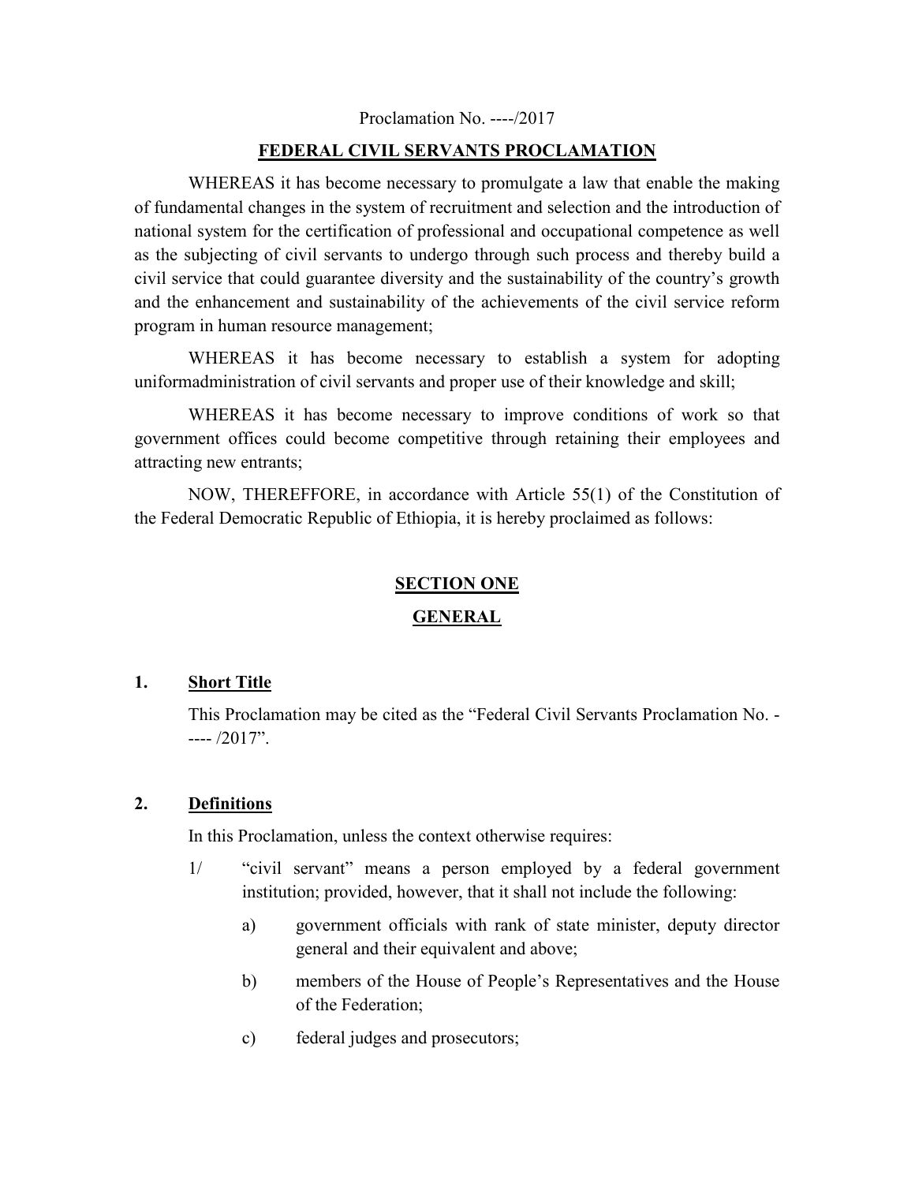Proclamation No. ----/2017

# FEDERAL CIVIL SERVANTS PROCLAMATION

WHEREAS it has become necessary to promulgate a law that enable the making of fundamental changes in the system of recruitment and selection and the introduction of national system for the certification of professional and occupational competence as well as the subjecting of civil servants to undergo through such process and thereby build a civil service that could guarantee diversity and the sustainability of the country's growth and the enhancement and sustainability of the achievements of the civil service reform program in human resource management;

WHEREAS it has become necessary to establish a system for adopting uniformadministration of civil servants and proper use of their knowledge and skill;

WHEREAS it has become necessary to improve conditions of work so that government offices could become competitive through retaining their employees and attracting new entrants;

NOW, THEREFFORE, in accordance with Article 55(1) of the Constitution of the Federal Democratic Republic of Ethiopia, it is hereby proclaimed as follows:

## SECTION ONE

## GENERAL

### 1. Short Title

This Proclamation may be cited as the "Federal Civil Servants Proclamation No. ----- /2017".

### 2. Definitions

In this Proclamation, unless the context otherwise requires:

1/ "civil servant" means a person employed by a federal government institution; provided, however, that it shall not include the following:

a) government officials with rank of state minister, deputy director general and their equivalent and above;

b) members of the House of People's Representatives and the House of the Federation;

c) federal judges and prosecutors;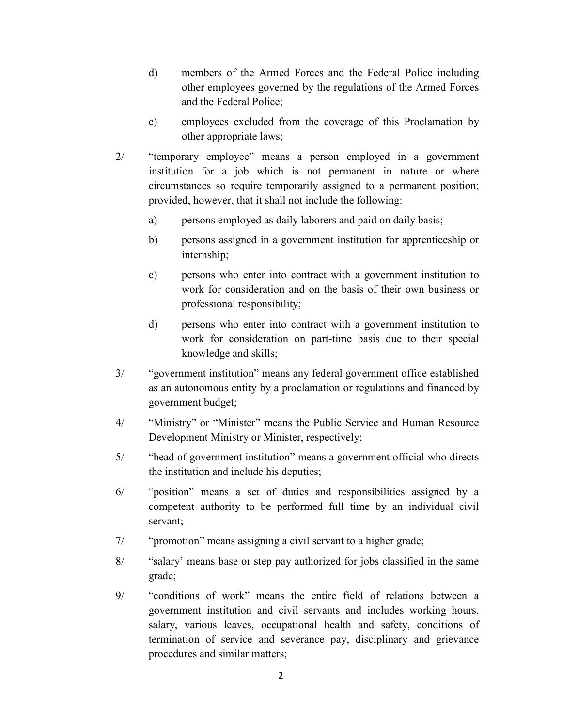d) members of the Armed Forces and the Federal Police including other employees governed by the regulations of the Armed Forces and the Federal Police;

e) employees excluded from the coverage of this Proclamation by other appropriate laws;

2/ "temporary employee" means a person employed in a government institution for a job which is not permanent in nature or where circumstances so require temporarily assigned to a permanent position; provided, however, that it shall not include the following:

a) persons employed as daily laborers and paid on daily basis;

b) persons assigned in a government institution for apprenticeship or internship;

c) persons who enter into contract with a government institution to work for consideration and on the basis of their own business or professional responsibility;

d) persons who enter into contract with a government institution to work for consideration on part-time basis due to their special knowledge and skills;

3/ "government institution" means any federal government office established as an autonomous entity by a proclamation or regulations and financed by government budget;

4/ "Ministry" or "Minister" means the Public Service and Human Resource Development Ministry or Minister, respectively;

5/ "head of government institution" means a government official who directs the institution and include his deputies;

6/ "position" means a set of duties and responsibilities assigned by a competent authority to be performed full time by an individual civil servant;

7/ "promotion" means assigning a civil servant to a higher grade;

8/ "salary' means base or step pay authorized for jobs classified in the same grade;

9/ "conditions of work" means the entire field of relations between a government institution and civil servants and includes working hours, salary, various leaves, occupational health and safety, conditions of termination of service and severance pay, disciplinary and grievance procedures and similar matters;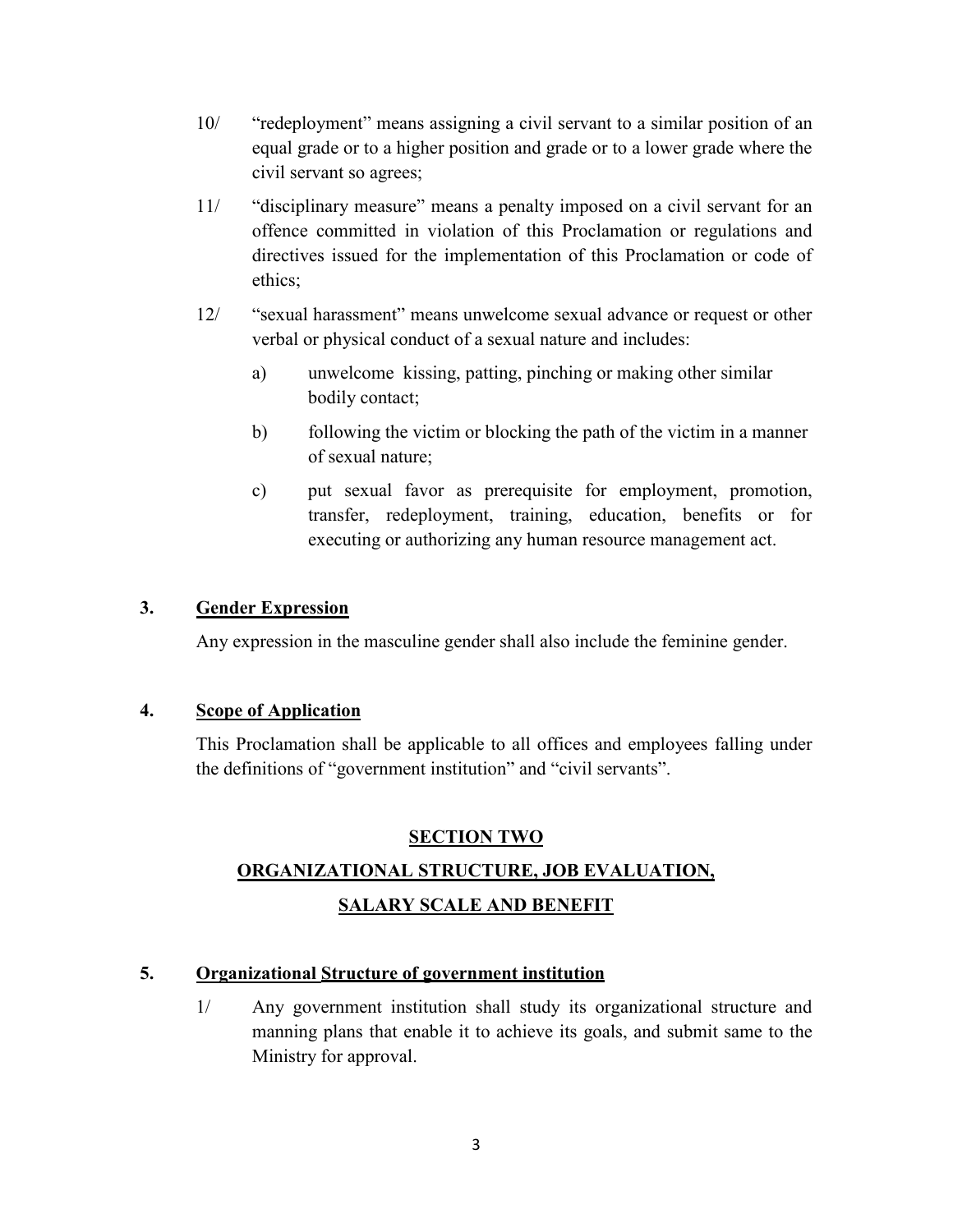10/ "redeployment" means assigning a civil servant to a similar position of an equal grade or to a higher position and grade or to a lower grade where the civil servant so agrees;

11/ "disciplinary measure" means a penalty imposed on a civil servant for an offence committed in violation of this Proclamation or regulations and directives issued for the implementation of this Proclamation or code of ethics;

12/ "sexual harassment" means unwelcome sexual advance or request or other verbal or physical conduct of a sexual nature and includes:

a) unwelcome kissing, patting, pinching or making other similar bodily contact;

b) following the victim or blocking the path of the victim in a manner of sexual nature;

c) put sexual favor as prerequisite for employment, promotion, transfer, redeployment, training, education, benefits or for executing or authorizing any human resource management act.

### 3. <u>Gender Expression</u>

Any expression in the masculine gender shall also include the feminine gender.

### 4. <u>Scope of Application</u>

This Proclamation shall be applicable to all offices and employees falling under the definitions of "government institution" and "civil servants".

## SECTION TWO

## ORGANIZATIONAL STRUCTURE, JOB EVALUATION, SALARY SCALE AND BENEFIT

### 5. <u>Organizational Structure of government institution</u>

1/ Any government institution shall study its organizational structure and manning plans that enable it to achieve its goals, and submit same to the Ministry for approval.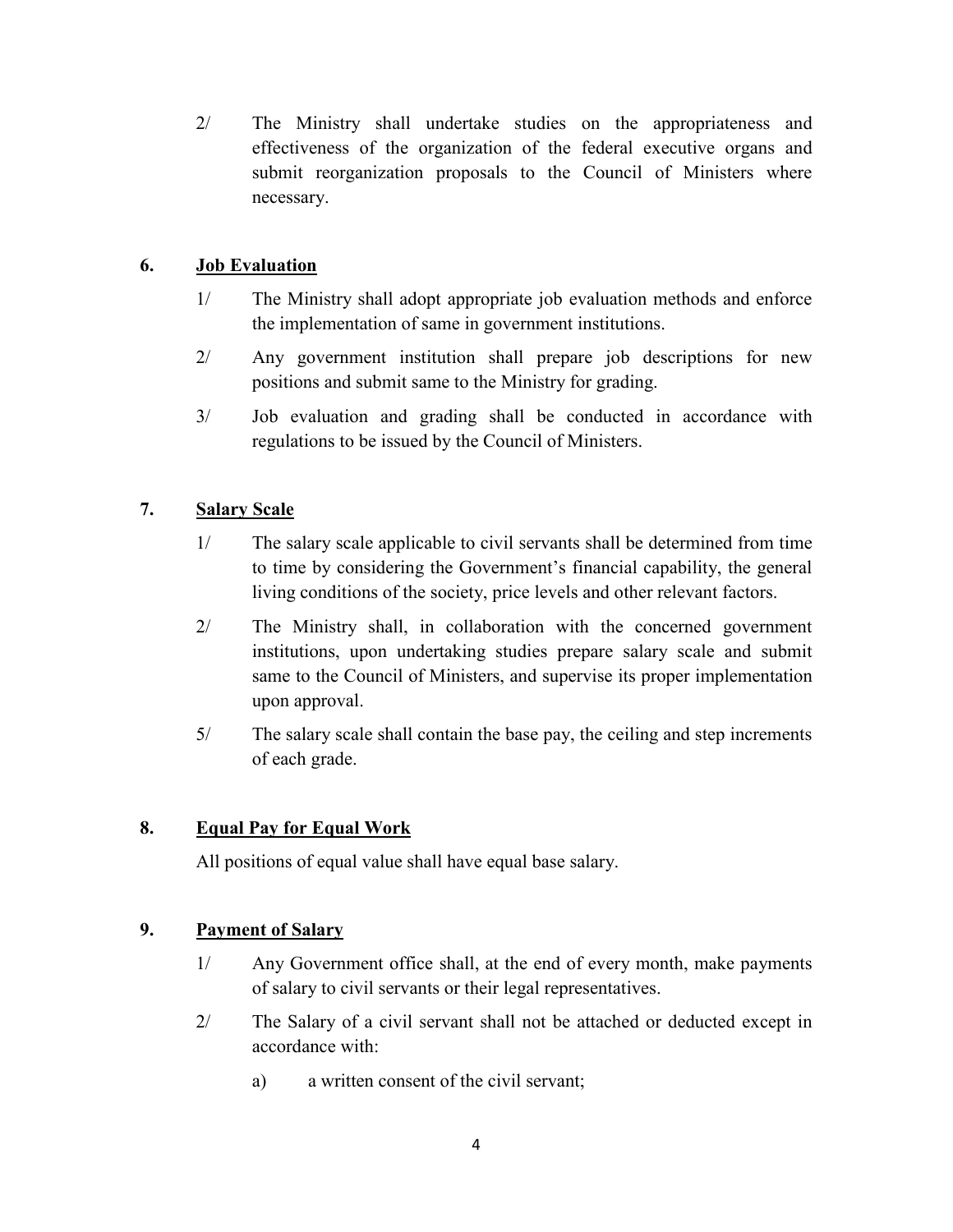2/ The Ministry shall undertake studies on the appropriateness and effectiveness of the organization of the federal executive organs and submit reorganization proposals to the Council of Ministers where necessary.

**6. Job Evaluation**

1/ The Ministry shall adopt appropriate job evaluation methods and enforce the implementation of same in government institutions.

2/ Any government institution shall prepare job descriptions for new positions and submit same to the Ministry for grading.

3/ Job evaluation and grading shall be conducted in accordance with regulations to be issued by the Council of Ministers.

**7. Salary Scale**

1/ The salary scale applicable to civil servants shall be determined from time to time by considering the Government's financial capability, the general living conditions of the society, price levels and other relevant factors.

2/ The Ministry shall, in collaboration with the concerned government institutions, upon undertaking studies prepare salary scale and submit same to the Council of Ministers, and supervise its proper implementation upon approval.

5/ The salary scale shall contain the base pay, the ceiling and step increments of each grade.

**8. Equal Pay for Equal Work**

All positions of equal value shall have equal base salary.

**9. Payment of Salary**

1/ Any Government office shall, at the end of every month, make payments of salary to civil servants or their legal representatives.

2/ The Salary of a civil servant shall not be attached or deducted except in accordance with:

a) a written consent of the civil servant;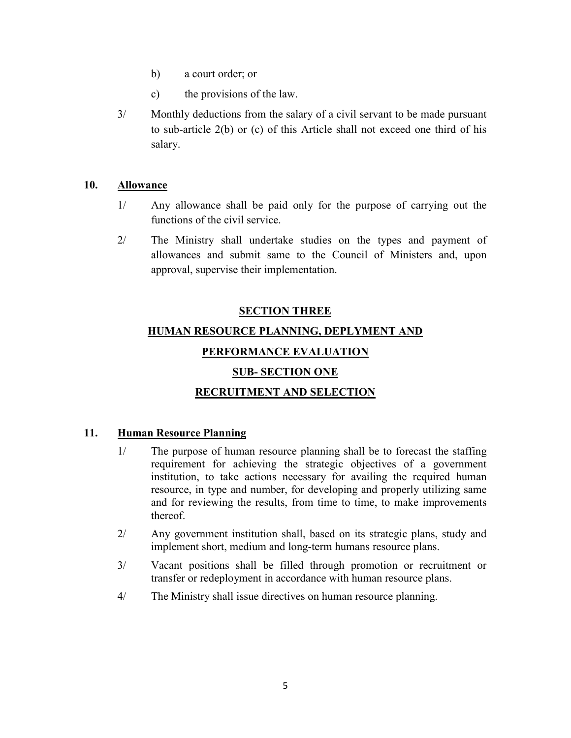b) a court order; or

c) the provisions of the law.

3/ Monthly deductions from the salary of a civil servant to be made pursuant to sub-article 2(b) or (c) of this Article shall not exceed one third of his salary.

**10. Allowance**

1/ Any allowance shall be paid only for the purpose of carrying out the functions of the civil service.

2/ The Ministry shall undertake studies on the types and payment of allowances and submit same to the Council of Ministers and, upon approval, supervise their implementation.

## SECTION THREE

## HUMAN RESOURCE PLANNING, DEPLYMENT AND PERFORMANCE EVALUATION

## SUB- SECTION ONE

## RECRUITMENT AND SELECTION

**11. Human Resource Planning**

1/ The purpose of human resource planning shall be to forecast the staffing requirement for achieving the strategic objectives of a government institution, to take actions necessary for availing the required human resource, in type and number, for developing and properly utilizing same and for reviewing the results, from time to time, to make improvements thereof.

2/ Any government institution shall, based on its strategic plans, study and implement short, medium and long-term humans resource plans.

3/ Vacant positions shall be filled through promotion or recruitment or transfer or redeployment in accordance with human resource plans.

4/ The Ministry shall issue directives on human resource planning.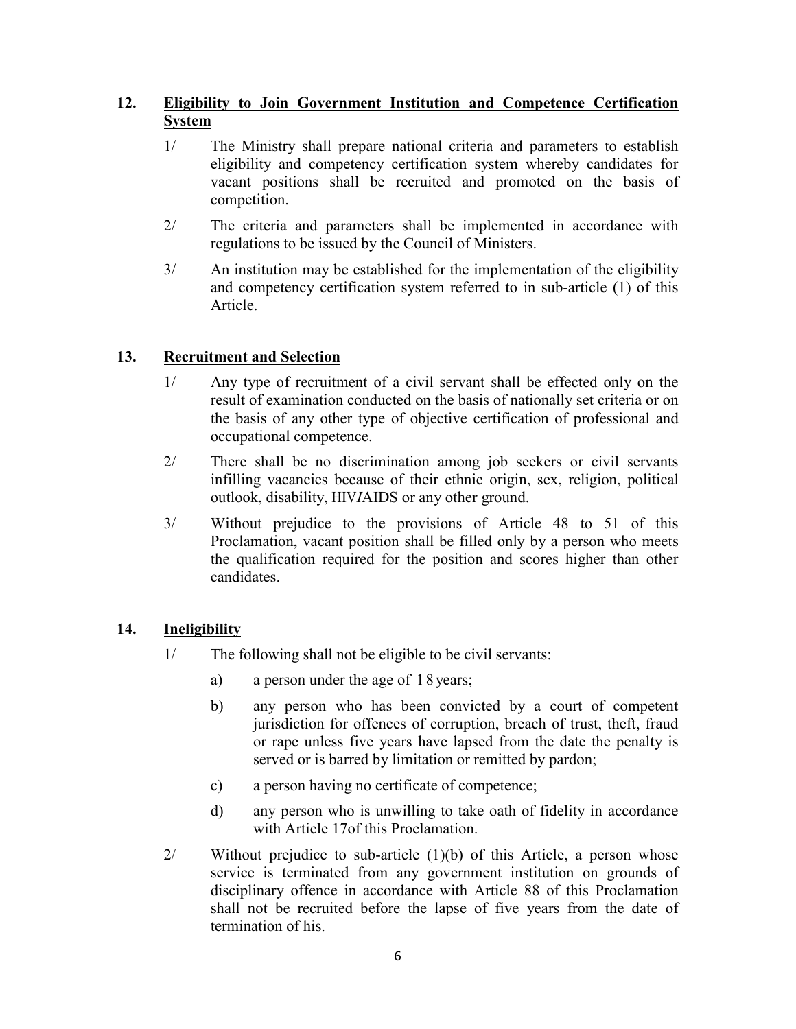## 12. Eligibility to Join Government Institution and Competence Certification System

1/ The Ministry shall prepare national criteria and parameters to establish eligibility and competency certification system whereby candidates for vacant positions shall be recruited and promoted on the basis of competition.

2/ The criteria and parameters shall be implemented in accordance with regulations to be issued by the Council of Ministers.

3/ An institution may be established for the implementation of the eligibility and competency certification system referred to in sub-article (1) of this Article.

## 13. Recruitment and Selection

1/ Any type of recruitment of a civil servant shall be effected only on the result of examination conducted on the basis of nationally set criteria or on the basis of any other type of objective certification of professional and occupational competence.

2/ There shall be no discrimination among job seekers or civil servants infilling vacancies because of their ethnic origin, sex, religion, political outlook, disability, HIV/AIDS or any other ground.

3/ Without prejudice to the provisions of Article 48 to 51 of this Proclamation, vacant position shall be filled only by a person who meets the qualification required for the position and scores higher than other candidates.

## 14. Ineligibility

1/ The following shall not be eligible to be civil servants:

a) a person under the age of 18 years;

b) any person who has been convicted by a court of competent jurisdiction for offences of corruption, breach of trust, theft, fraud or rape unless five years have lapsed from the date the penalty is served or is barred by limitation or remitted by pardon;

c) a person having no certificate of competence;

d) any person who is unwilling to take oath of fidelity in accordance with Article 17of this Proclamation.

2/ Without prejudice to sub-article (1)(b) of this Article, a person whose service is terminated from any government institution on grounds of disciplinary offence in accordance with Article 88 of this Proclamation shall not be recruited before the lapse of five years from the date of termination of his.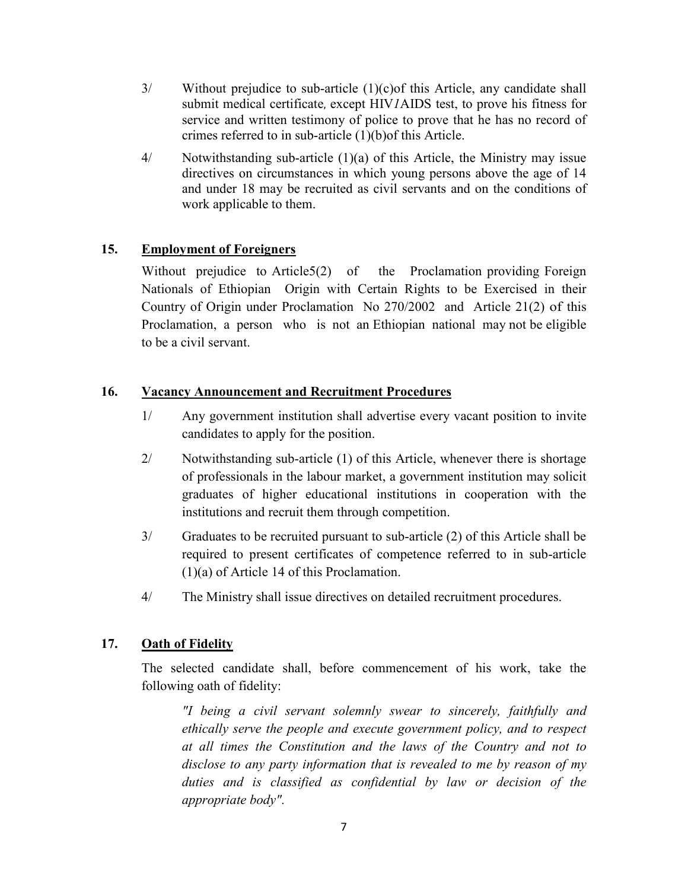3/ Without prejudice to sub-article (1)(c)of this Article, any candidate shall submit medical certificate, except HIV*1*AIDS test, to prove his fitness for service and written testimony of police to prove that he has no record of crimes referred to in sub-article (1)(b)of this Article.

4/ Notwithstanding sub-article (1)(a) of this Article, the Ministry may issue directives on circumstances in which young persons above the age of 14 and under 18 may be recruited as civil servants and on the conditions of work applicable to them.

## 15. Employment of Foreigners

Without prejudice to Article5(2) of the Proclamation providing Foreign Nationals of Ethiopian Origin with Certain Rights to be Exercised in their Country of Origin under Proclamation No 270/2002 and Article 21(2) of this Proclamation, a person who is not an Ethiopian national may not be eligible to be a civil servant.

## 16. Vacancy Announcement and Recruitment Procedures

1/ Any government institution shall advertise every vacant position to invite candidates to apply for the position.

2/ Notwithstanding sub-article (1) of this Article, whenever there is shortage of professionals in the labour market, a government institution may solicit graduates of higher educational institutions in cooperation with the institutions and recruit them through competition.

3/ Graduates to be recruited pursuant to sub-article (2) of this Article shall be required to present certificates of competence referred to in sub-article (1)(a) of Article 14 of this Proclamation.

4/ The Ministry shall issue directives on detailed recruitment procedures.

## 17. Oath of Fidelity

The selected candidate shall, before commencement of his work, take the following oath of fidelity:

> *"I being a civil servant solemnly swear to sincerely, faithfully and ethically serve the people and execute government policy, and to respect at all times the Constitution and the laws of the Country and not to disclose to any party information that is revealed to me by reason of my duties and is classified as confidential by law or decision of the appropriate body".*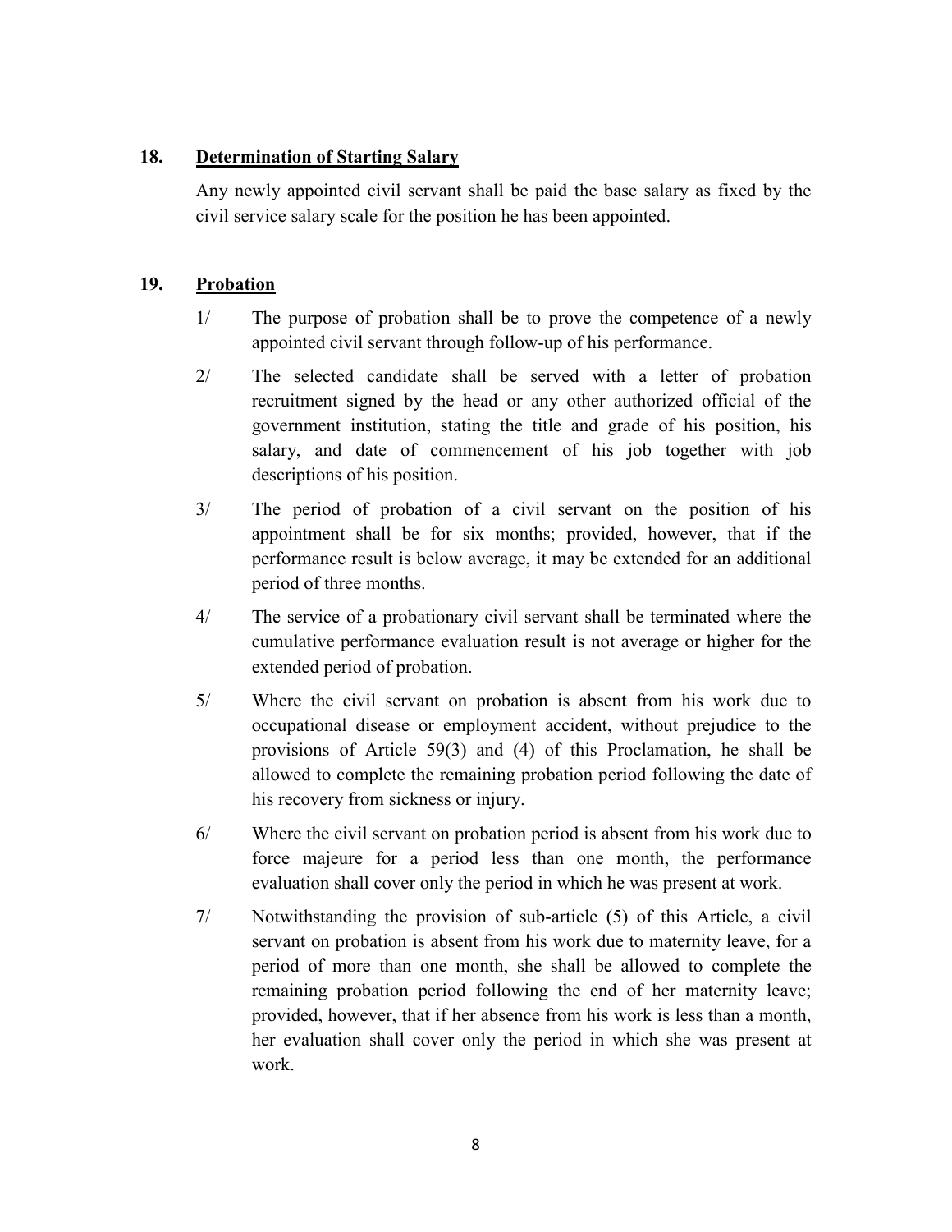## 18. Determination of Starting Salary

Any newly appointed civil servant shall be paid the base salary as fixed by the civil service salary scale for the position he has been appointed.

## 19. Probation

1/ The purpose of probation shall be to prove the competence of a newly appointed civil servant through follow-up of his performance.

2/ The selected candidate shall be served with a letter of probation recruitment signed by the head or any other authorized official of the government institution, stating the title and grade of his position, his salary, and date of commencement of his job together with job descriptions of his position.

3/ The period of probation of a civil servant on the position of his appointment shall be for six months; provided, however, that if the performance result is below average, it may be extended for an additional period of three months.

4/ The service of a probationary civil servant shall be terminated where the cumulative performance evaluation result is not average or higher for the extended period of probation.

5/ Where the civil servant on probation is absent from his work due to occupational disease or employment accident, without prejudice to the provisions of Article 59(3) and (4) of this Proclamation, he shall be allowed to complete the remaining probation period following the date of his recovery from sickness or injury.

6/ Where the civil servant on probation period is absent from his work due to force majeure for a period less than one month, the performance evaluation shall cover only the period in which he was present at work.

7/ Notwithstanding the provision of sub-article (5) of this Article, a civil servant on probation is absent from his work due to maternity leave, for a period of more than one month, she shall be allowed to complete the remaining probation period following the end of her maternity leave; provided, however, that if her absence from his work is less than a month, her evaluation shall cover only the period in which she was present at work.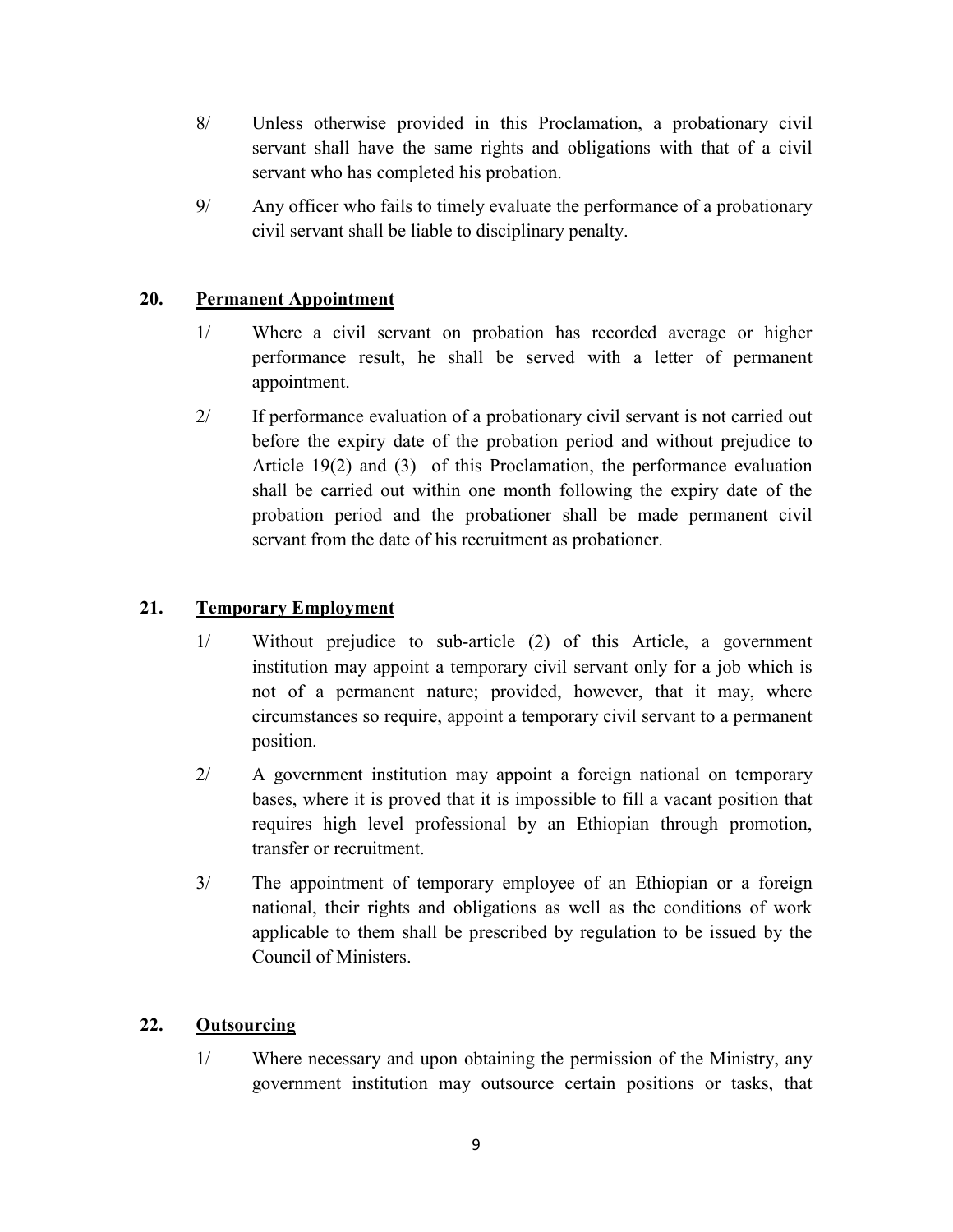8/ Unless otherwise provided in this Proclamation, a probationary civil servant shall have the same rights and obligations with that of a civil servant who has completed his probation.

9/ Any officer who fails to timely evaluate the performance of a probationary civil servant shall be liable to disciplinary penalty.

### 20. Permanent Appointment

1/ Where a civil servant on probation has recorded average or higher performance result, he shall be served with a letter of permanent appointment.

2/ If performance evaluation of a probationary civil servant is not carried out before the expiry date of the probation period and without prejudice to Article 19(2) and (3) of this Proclamation, the performance evaluation shall be carried out within one month following the expiry date of the probation period and the probationer shall be made permanent civil servant from the date of his recruitment as probationer.

### 21. Temporary Employment

1/ Without prejudice to sub-article (2) of this Article, a government institution may appoint a temporary civil servant only for a job which is not of a permanent nature; provided, however, that it may, where circumstances so require, appoint a temporary civil servant to a permanent position.

2/ A government institution may appoint a foreign national on temporary bases, where it is proved that it is impossible to fill a vacant position that requires high level professional by an Ethiopian through promotion, transfer or recruitment.

3/ The appointment of temporary employee of an Ethiopian or a foreign national, their rights and obligations as well as the conditions of work applicable to them shall be prescribed by regulation to be issued by the Council of Ministers.

### 22. Outsourcing

1/ Where necessary and upon obtaining the permission of the Ministry, any government institution may outsource certain positions or tasks, that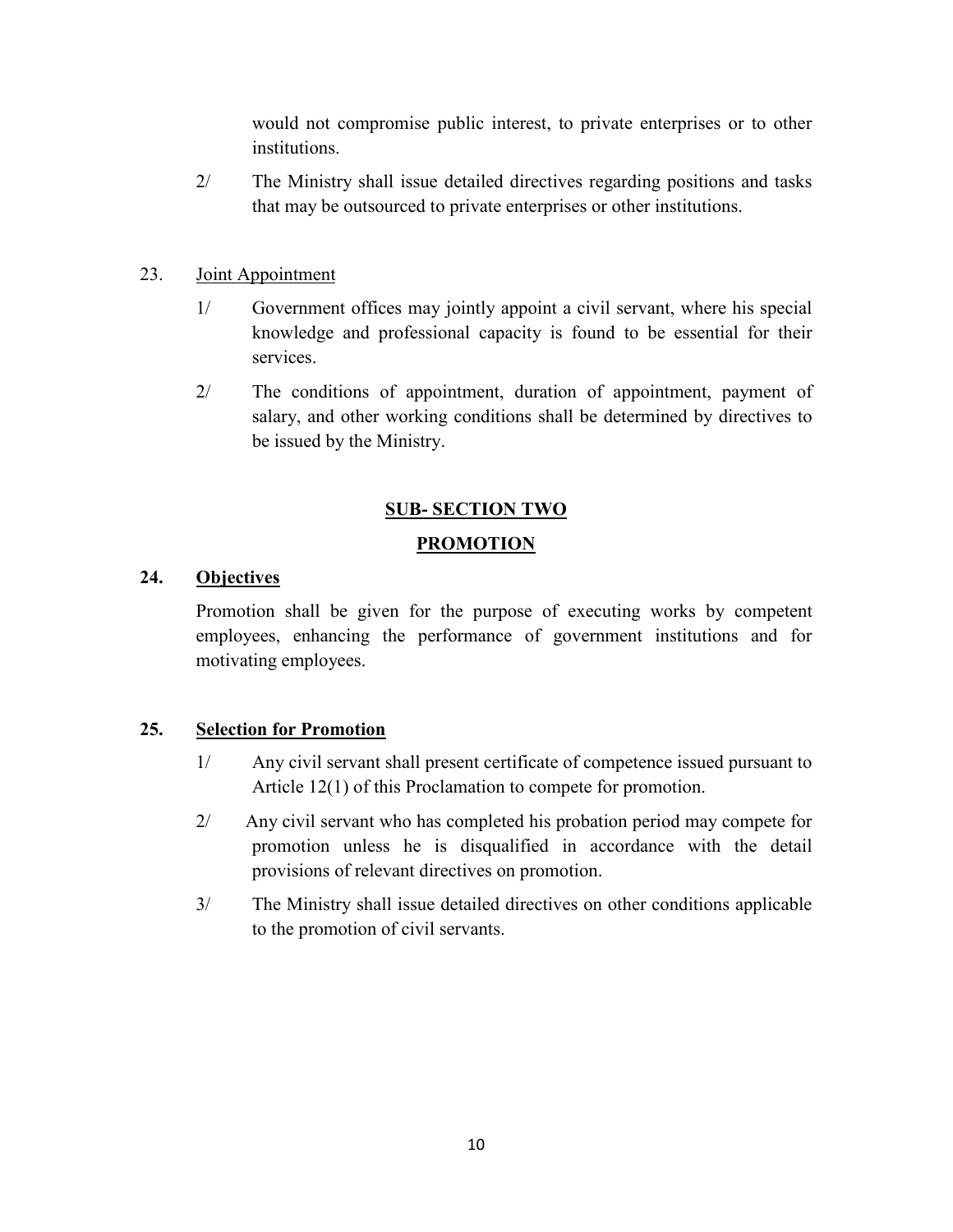would not compromise public interest, to private enterprises or to other institutions.

2/ The Ministry shall issue detailed directives regarding positions and tasks that may be outsourced to private enterprises or other institutions.

23. <u>Joint Appointment</u>

1/ Government offices may jointly appoint a civil servant, where his special knowledge and professional capacity is found to be essential for their services.

2/ The conditions of appointment, duration of appointment, payment of salary, and other working conditions shall be determined by directives to be issued by the Ministry.

## SUB- SECTION TWO

## PROMOTION

**24. Objectives**

Promotion shall be given for the purpose of executing works by competent employees, enhancing the performance of government institutions and for motivating employees.

**25. Selection for Promotion**

1/ Any civil servant shall present certificate of competence issued pursuant to Article 12(1) of this Proclamation to compete for promotion.

2/ Any civil servant who has completed his probation period may compete for promotion unless he is disqualified in accordance with the detail provisions of relevant directives on promotion.

3/ The Ministry shall issue detailed directives on other conditions applicable to the promotion of civil servants.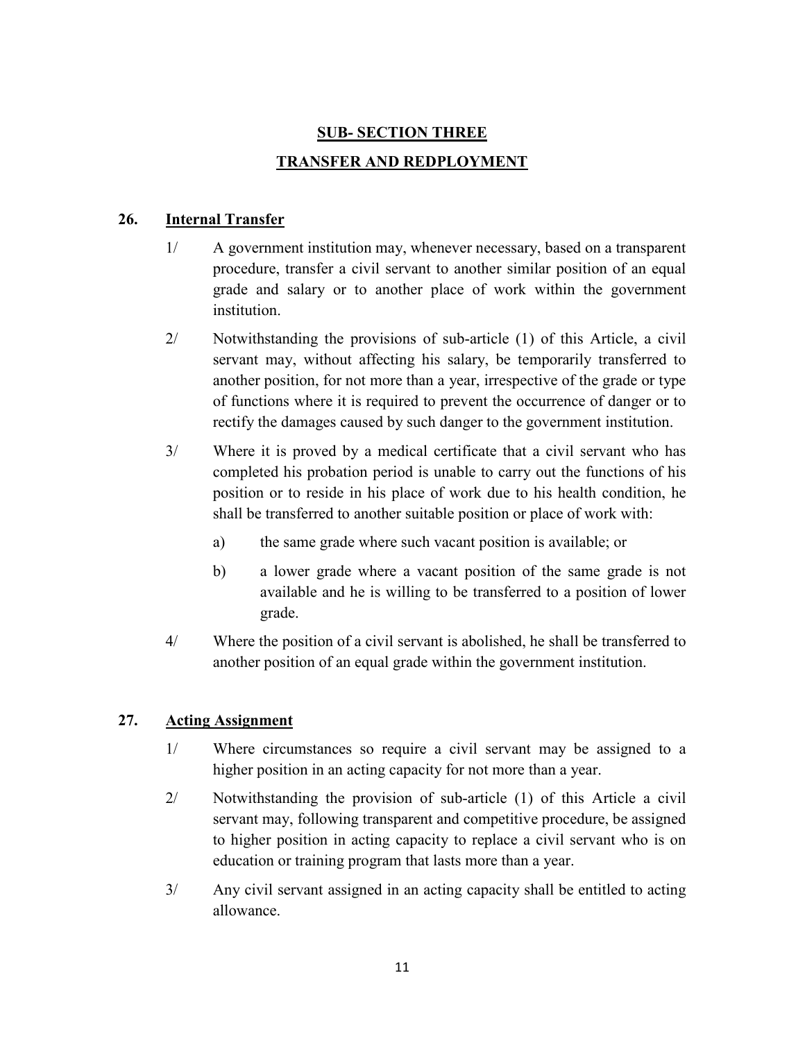## SUB- SECTION THREE

## TRANSFER AND REDPLOYMENT

### 26. Internal Transfer

1/ A government institution may, whenever necessary, based on a transparent procedure, transfer a civil servant to another similar position of an equal grade and salary or to another place of work within the government institution.

2/ Notwithstanding the provisions of sub-article (1) of this Article, a civil servant may, without affecting his salary, be temporarily transferred to another position, for not more than a year, irrespective of the grade or type of functions where it is required to prevent the occurrence of danger or to rectify the damages caused by such danger to the government institution.

3/ Where it is proved by a medical certificate that a civil servant who has completed his probation period is unable to carry out the functions of his position or to reside in his place of work due to his health condition, he shall be transferred to another suitable position or place of work with:

a) the same grade where such vacant position is available; or

b) a lower grade where a vacant position of the same grade is not available and he is willing to be transferred to a position of lower grade.

4/ Where the position of a civil servant is abolished, he shall be transferred to another position of an equal grade within the government institution.

### 27. Acting Assignment

1/ Where circumstances so require a civil servant may be assigned to a higher position in an acting capacity for not more than a year.

2/ Notwithstanding the provision of sub-article (1) of this Article a civil servant may, following transparent and competitive procedure, be assigned to higher position in acting capacity to replace a civil servant who is on education or training program that lasts more than a year.

3/ Any civil servant assigned in an acting capacity shall be entitled to acting allowance.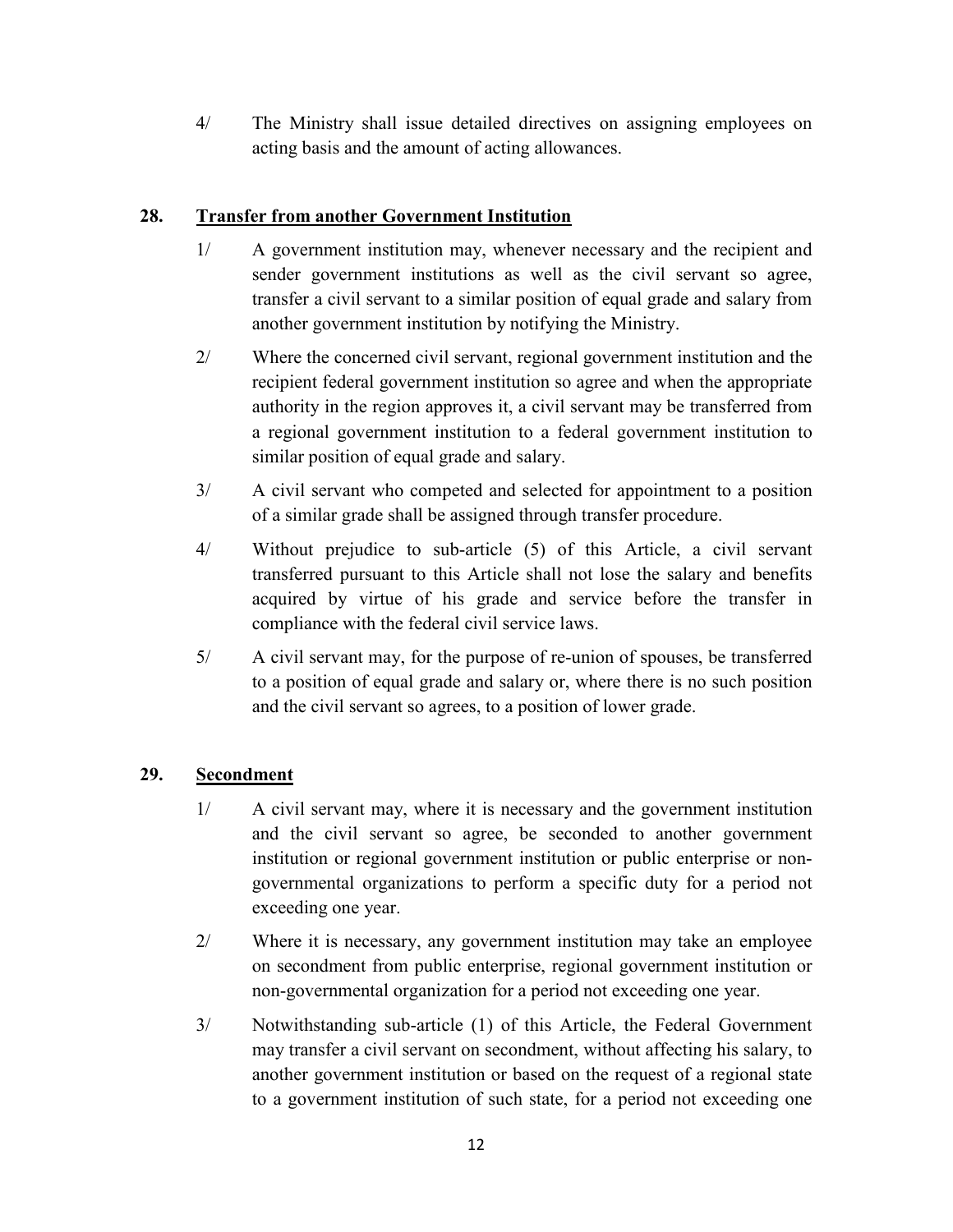4/ The Ministry shall issue detailed directives on assigning employees on acting basis and the amount of acting allowances.

## 28. Transfer from another Government Institution

1/ A government institution may, whenever necessary and the recipient and sender government institutions as well as the civil servant so agree, transfer a civil servant to a similar position of equal grade and salary from another government institution by notifying the Ministry.

2/ Where the concerned civil servant, regional government institution and the recipient federal government institution so agree and when the appropriate authority in the region approves it, a civil servant may be transferred from a regional government institution to a federal government institution to similar position of equal grade and salary.

3/ A civil servant who competed and selected for appointment to a position of a similar grade shall be assigned through transfer procedure.

4/ Without prejudice to sub-article (5) of this Article, a civil servant transferred pursuant to this Article shall not lose the salary and benefits acquired by virtue of his grade and service before the transfer in compliance with the federal civil service laws.

5/ A civil servant may, for the purpose of re-union of spouses, be transferred to a position of equal grade and salary or, where there is no such position and the civil servant so agrees, to a position of lower grade.

## 29. Secondment

1/ A civil servant may, where it is necessary and the government institution and the civil servant so agree, be seconded to another government institution or regional government institution or public enterprise or non-governmental organizations to perform a specific duty for a period not exceeding one year.

2/ Where it is necessary, any government institution may take an employee on secondment from public enterprise, regional government institution or non-governmental organization for a period not exceeding one year.

3/ Notwithstanding sub-article (1) of this Article, the Federal Government may transfer a civil servant on secondment, without affecting his salary, to another government institution or based on the request of a regional state to a government institution of such state, for a period not exceeding one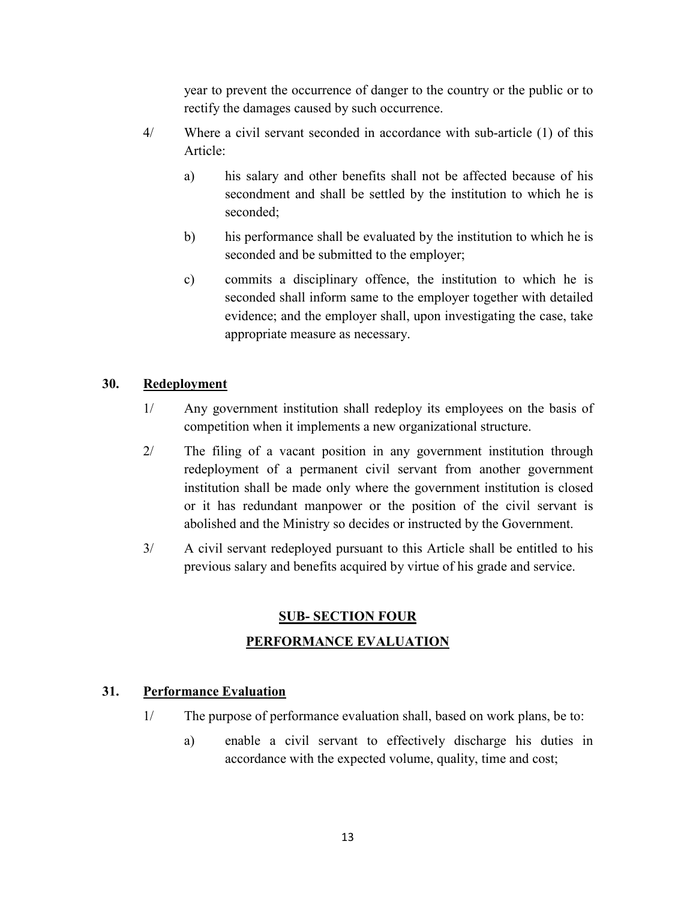year to prevent the occurrence of danger to the country or the public or to rectify the damages caused by such occurrence.

4/ Where a civil servant seconded in accordance with sub-article (1) of this Article:

a) his salary and other benefits shall not be affected because of his secondment and shall be settled by the institution to which he is seconded;

b) his performance shall be evaluated by the institution to which he is seconded and be submitted to the employer;

c) commits a disciplinary offence, the institution to which he is seconded shall inform same to the employer together with detailed evidence; and the employer shall, upon investigating the case, take appropriate measure as necessary.

### 30. Redeployment

1/ Any government institution shall redeploy its employees on the basis of competition when it implements a new organizational structure.

2/ The filing of a vacant position in any government institution through redeployment of a permanent civil servant from another government institution shall be made only where the government institution is closed or it has redundant manpower or the position of the civil servant is abolished and the Ministry so decides or instructed by the Government.

3/ A civil servant redeployed pursuant to this Article shall be entitled to his previous salary and benefits acquired by virtue of his grade and service.

## SUB- SECTION FOUR

## PERFORMANCE EVALUATION

### 31. Performance Evaluation

1/ The purpose of performance evaluation shall, based on work plans, be to:

a) enable a civil servant to effectively discharge his duties in accordance with the expected volume, quality, time and cost;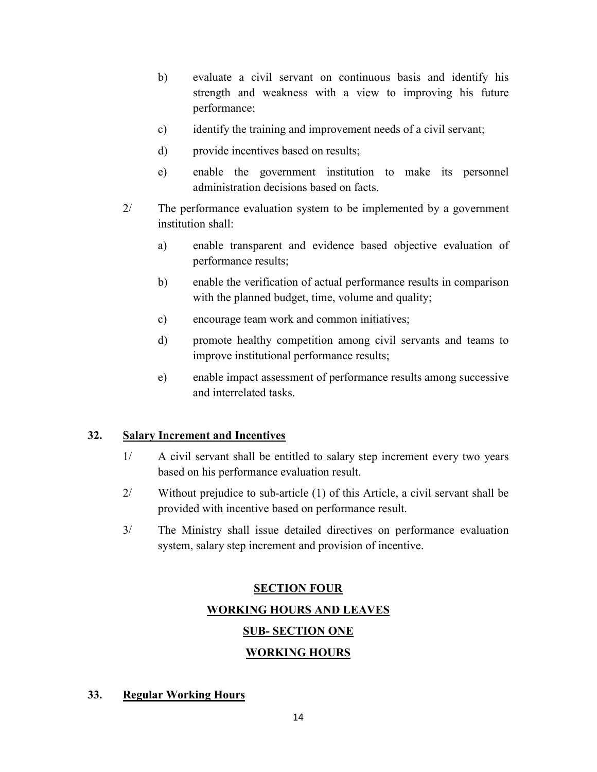b) evaluate a civil servant on continuous basis and identify his strength and weakness with a view to improving his future performance;

c) identify the training and improvement needs of a civil servant;

d) provide incentives based on results;

e) enable the government institution to make its personnel administration decisions based on facts.

2/ The performance evaluation system to be implemented by a government institution shall:

a) enable transparent and evidence based objective evaluation of performance results;

b) enable the verification of actual performance results in comparison with the planned budget, time, volume and quality;

c) encourage team work and common initiatives;

d) promote healthy competition among civil servants and teams to improve institutional performance results;

e) enable impact assessment of performance results among successive and interrelated tasks.

**32. Salary Increment and Incentives**

1/ A civil servant shall be entitled to salary step increment every two years based on his performance evaluation result.

2/ Without prejudice to sub-article (1) of this Article, a civil servant shall be provided with incentive based on performance result.

3/ The Ministry shall issue detailed directives on performance evaluation system, salary step increment and provision of incentive.

## SECTION FOUR

## WORKING HOURS AND LEAVES

### SUB- SECTION ONE

### WORKING HOURS

**33. Regular Working Hours**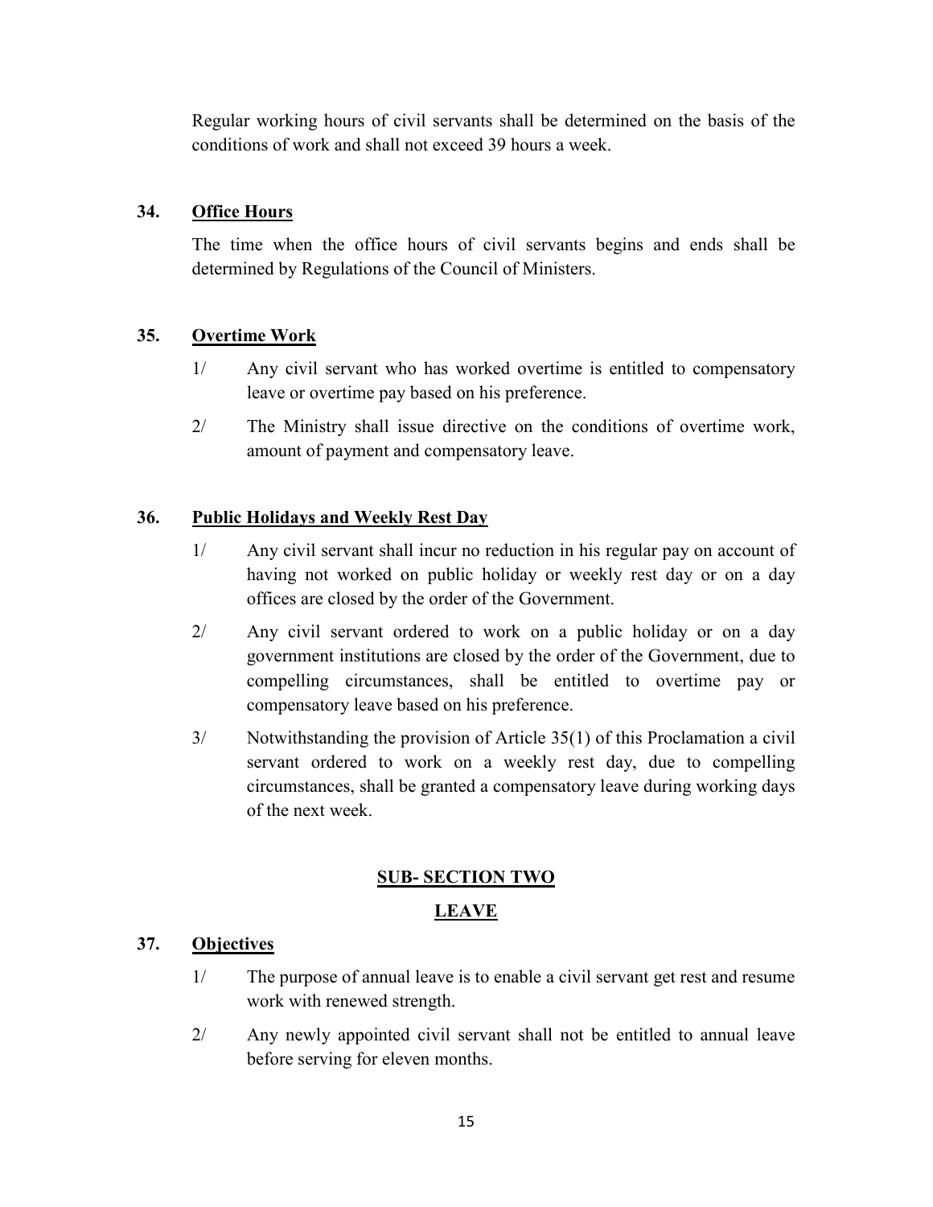Regular working hours of civil servants shall be determined on the basis of the conditions of work and shall not exceed 39 hours a week.

### 34. Office Hours

The time when the office hours of civil servants begins and ends shall be determined by Regulations of the Council of Ministers.

### 35. Overtime Work

1/ Any civil servant who has worked overtime is entitled to compensatory leave or overtime pay based on his preference.

2/ The Ministry shall issue directive on the conditions of overtime work, amount of payment and compensatory leave.

### 36. Public Holidays and Weekly Rest Day

1/ Any civil servant shall incur no reduction in his regular pay on account of having not worked on public holiday or weekly rest day or on a day offices are closed by the order of the Government.

2/ Any civil servant ordered to work on a public holiday or on a day government institutions are closed by the order of the Government, due to compelling circumstances, shall be entitled to overtime pay or compensatory leave based on his preference.

3/ Notwithstanding the provision of Article 35(1) of this Proclamation a civil servant ordered to work on a weekly rest day, due to compelling circumstances, shall be granted a compensatory leave during working days of the next week.

## SUB- SECTION TWO

## LEAVE

### 37. Objectives

1/ The purpose of annual leave is to enable a civil servant get rest and resume work with renewed strength.

2/ Any newly appointed civil servant shall not be entitled to annual leave before serving for eleven months.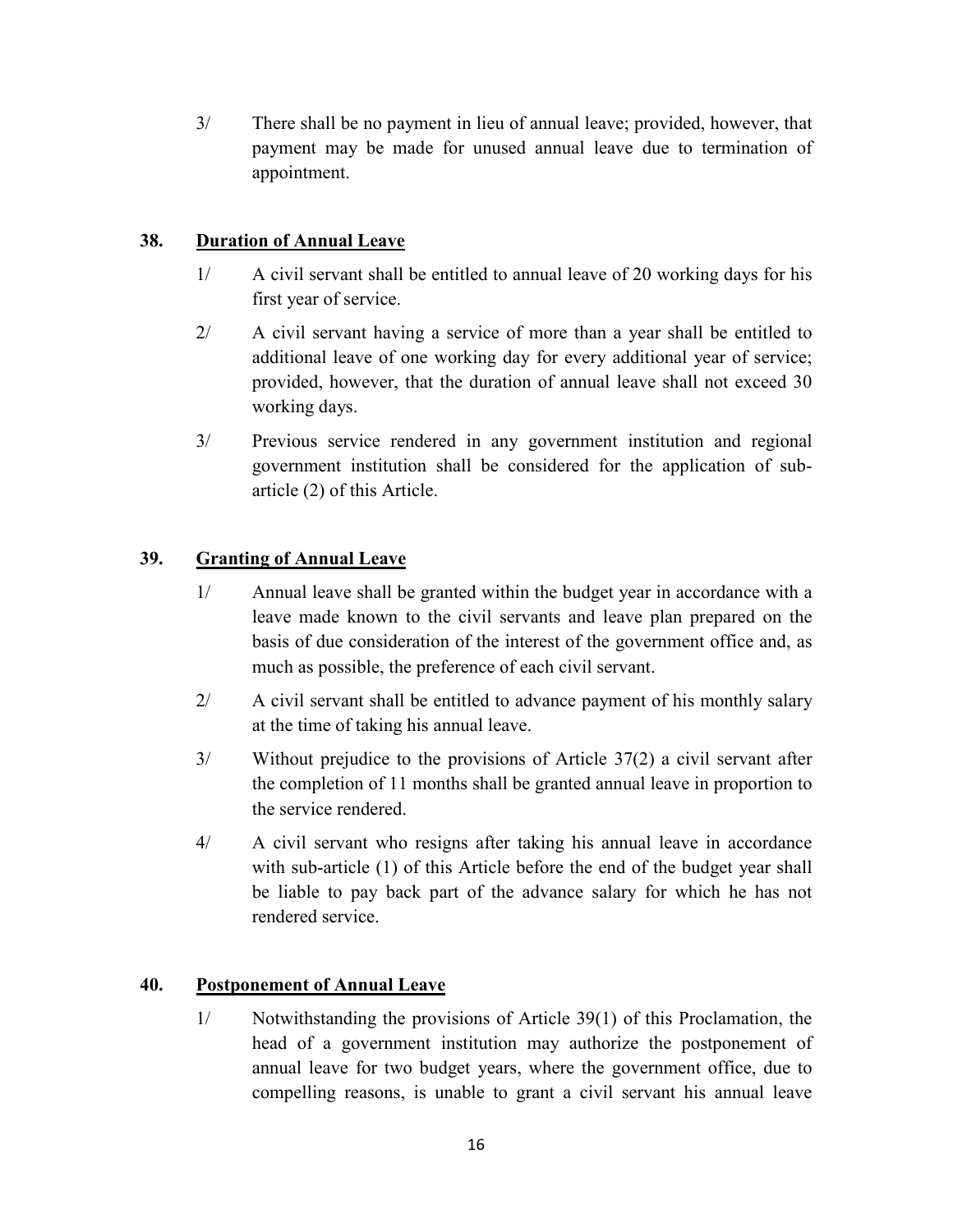3/ There shall be no payment in lieu of annual leave; provided, however, that payment may be made for unused annual leave due to termination of appointment.

### 38. Duration of Annual Leave

1/ A civil servant shall be entitled to annual leave of 20 working days for his first year of service.

2/ A civil servant having a service of more than a year shall be entitled to additional leave of one working day for every additional year of service; provided, however, that the duration of annual leave shall not exceed 30 working days.

3/ Previous service rendered in any government institution and regional government institution shall be considered for the application of sub-article (2) of this Article.

### 39. Granting of Annual Leave

1/ Annual leave shall be granted within the budget year in accordance with a leave made known to the civil servants and leave plan prepared on the basis of due consideration of the interest of the government office and, as much as possible, the preference of each civil servant.

2/ A civil servant shall be entitled to advance payment of his monthly salary at the time of taking his annual leave.

3/ Without prejudice to the provisions of Article 37(2) a civil servant after the completion of 11 months shall be granted annual leave in proportion to the service rendered.

4/ A civil servant who resigns after taking his annual leave in accordance with sub-article (1) of this Article before the end of the budget year shall be liable to pay back part of the advance salary for which he has not rendered service.

### 40. Postponement of Annual Leave

1/ Notwithstanding the provisions of Article 39(1) of this Proclamation, the head of a government institution may authorize the postponement of annual leave for two budget years, where the government office, due to compelling reasons, is unable to grant a civil servant his annual leave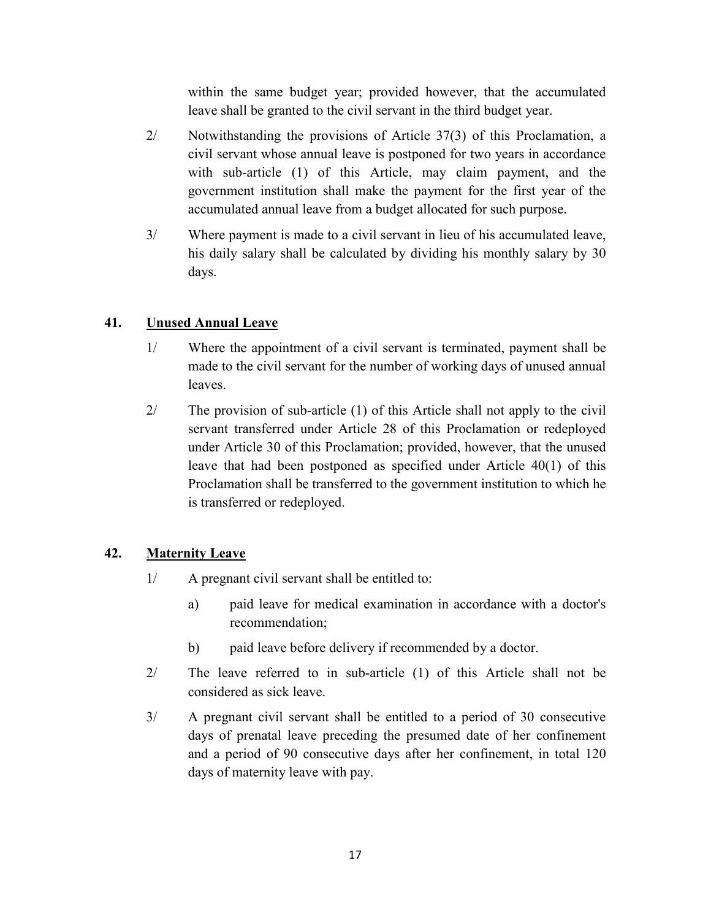within the same budget year; provided however, that the accumulated leave shall be granted to the civil servant in the third budget year.

2/ Notwithstanding the provisions of Article 37(3) of this Proclamation, a civil servant whose annual leave is postponed for two years in accordance with sub-article (1) of this Article, may claim payment, and the government institution shall make the payment for the first year of the accumulated annual leave from a budget allocated for such purpose.

3/ Where payment is made to a civil servant in lieu of his accumulated leave, his daily salary shall be calculated by dividing his monthly salary by 30 days.

### 41. Unused Annual Leave

1/ Where the appointment of a civil servant is terminated, payment shall be made to the civil servant for the number of working days of unused annual leaves.

2/ The provision of sub-article (1) of this Article shall not apply to the civil servant transferred under Article 28 of this Proclamation or redeployed under Article 30 of this Proclamation; provided, however, that the unused leave that had been postponed as specified under Article 40(1) of this Proclamation shall be transferred to the government institution to which he is transferred or redeployed.

### 42. Maternity Leave

1/ A pregnant civil servant shall be entitled to:

a) paid leave for medical examination in accordance with a doctor's recommendation;

b) paid leave before delivery if recommended by a doctor.

2/ The leave referred to in sub-article (1) of this Article shall not be considered as sick leave.

3/ A pregnant civil servant shall be entitled to a period of 30 consecutive days of prenatal leave preceding the presumed date of her confinement and a period of 90 consecutive days after her confinement, in total 120 days of maternity leave with pay.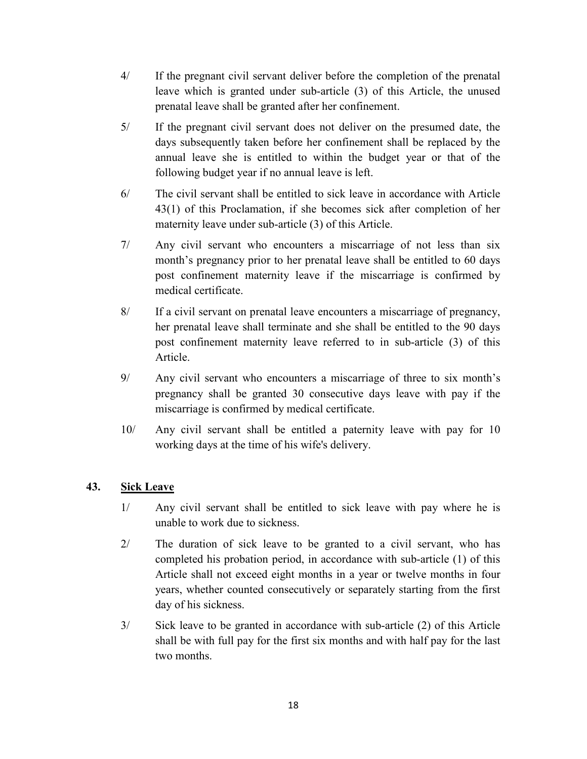4/ If the pregnant civil servant deliver before the completion of the prenatal leave which is granted under sub-article (3) of this Article, the unused prenatal leave shall be granted after her confinement.

5/ If the pregnant civil servant does not deliver on the presumed date, the days subsequently taken before her confinement shall be replaced by the annual leave she is entitled to within the budget year or that of the following budget year if no annual leave is left.

6/ The civil servant shall be entitled to sick leave in accordance with Article 43(1) of this Proclamation, if she becomes sick after completion of her maternity leave under sub-article (3) of this Article.

7/ Any civil servant who encounters a miscarriage of not less than six month's pregnancy prior to her prenatal leave shall be entitled to 60 days post confinement maternity leave if the miscarriage is confirmed by medical certificate.

8/ If a civil servant on prenatal leave encounters a miscarriage of pregnancy, her prenatal leave shall terminate and she shall be entitled to the 90 days post confinement maternity leave referred to in sub-article (3) of this Article.

9/ Any civil servant who encounters a miscarriage of three to six month's pregnancy shall be granted 30 consecutive days leave with pay if the miscarriage is confirmed by medical certificate.

10/ Any civil servant shall be entitled a paternity leave with pay for 10 working days at the time of his wife's delivery.

## 43. <u>Sick Leave</u>

1/ Any civil servant shall be entitled to sick leave with pay where he is unable to work due to sickness.

2/ The duration of sick leave to be granted to a civil servant, who has completed his probation period, in accordance with sub-article (1) of this Article shall not exceed eight months in a year or twelve months in four years, whether counted consecutively or separately starting from the first day of his sickness.

3/ Sick leave to be granted in accordance with sub-article (2) of this Article shall be with full pay for the first six months and with half pay for the last two months.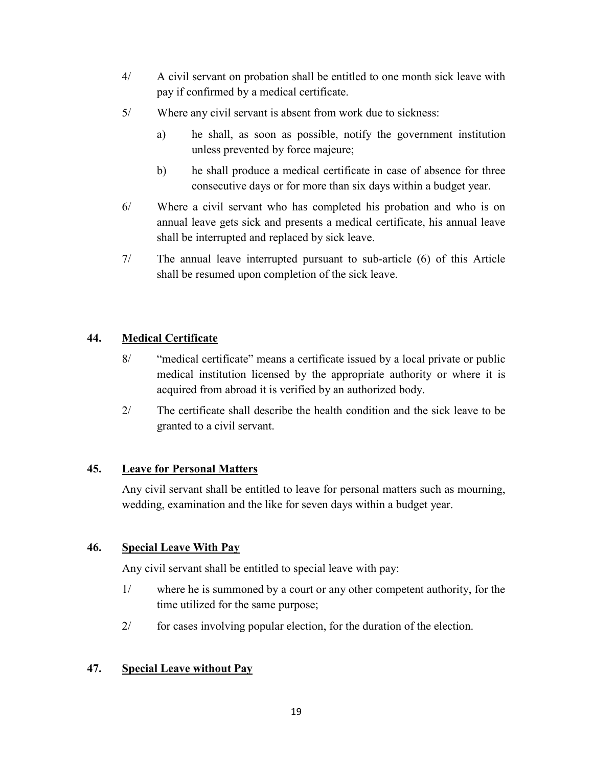4/ A civil servant on probation shall be entitled to one month sick leave with pay if confirmed by a medical certificate.

5/ Where any civil servant is absent from work due to sickness:

a) he shall, as soon as possible, notify the government institution unless prevented by force majeure;

b) he shall produce a medical certificate in case of absence for three consecutive days or for more than six days within a budget year.

6/ Where a civil servant who has completed his probation and who is on annual leave gets sick and presents a medical certificate, his annual leave shall be interrupted and replaced by sick leave.

7/ The annual leave interrupted pursuant to sub-article (6) of this Article shall be resumed upon completion of the sick leave.

## 44. Medical Certificate

8/ "medical certificate" means a certificate issued by a local private or public medical institution licensed by the appropriate authority or where it is acquired from abroad it is verified by an authorized body.

2/ The certificate shall describe the health condition and the sick leave to be granted to a civil servant.

## 45. Leave for Personal Matters

Any civil servant shall be entitled to leave for personal matters such as mourning, wedding, examination and the like for seven days within a budget year.

## 46. Special Leave With Pay

Any civil servant shall be entitled to special leave with pay:

1/ where he is summoned by a court or any other competent authority, for the time utilized for the same purpose;

2/ for cases involving popular election, for the duration of the election.

## 47. Special Leave without Pay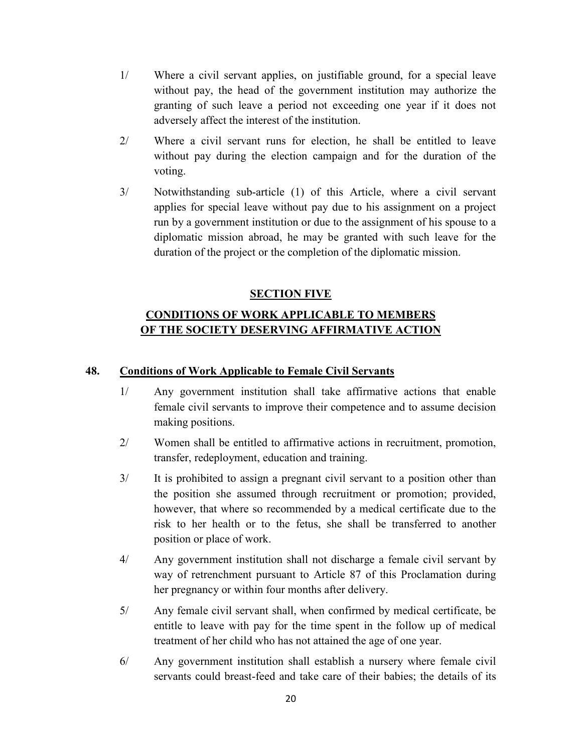1/ Where a civil servant applies, on justifiable ground, for a special leave without pay, the head of the government institution may authorize the granting of such leave a period not exceeding one year if it does not adversely affect the interest of the institution.

2/ Where a civil servant runs for election, he shall be entitled to leave without pay during the election campaign and for the duration of the voting.

3/ Notwithstanding sub-article (1) of this Article, where a civil servant applies for special leave without pay due to his assignment on a project run by a government institution or due to the assignment of his spouse to a diplomatic mission abroad, he may be granted with such leave for the duration of the project or the completion of the diplomatic mission.

## SECTION FIVE

## CONDITIONS OF WORK APPLICABLE TO MEMBERS OF THE SOCIETY DESERVING AFFIRMATIVE ACTION

### 48. Conditions of Work Applicable to Female Civil Servants

1/ Any government institution shall take affirmative actions that enable female civil servants to improve their competence and to assume decision making positions.

2/ Women shall be entitled to affirmative actions in recruitment, promotion, transfer, redeployment, education and training.

3/ It is prohibited to assign a pregnant civil servant to a position other than the position she assumed through recruitment or promotion; provided, however, that where so recommended by a medical certificate due to the risk to her health or to the fetus, she shall be transferred to another position or place of work.

4/ Any government institution shall not discharge a female civil servant by way of retrenchment pursuant to Article 87 of this Proclamation during her pregnancy or within four months after delivery.

5/ Any female civil servant shall, when confirmed by medical certificate, be entitle to leave with pay for the time spent in the follow up of medical treatment of her child who has not attained the age of one year.

6/ Any government institution shall establish a nursery where female civil servants could breast-feed and take care of their babies; the details of its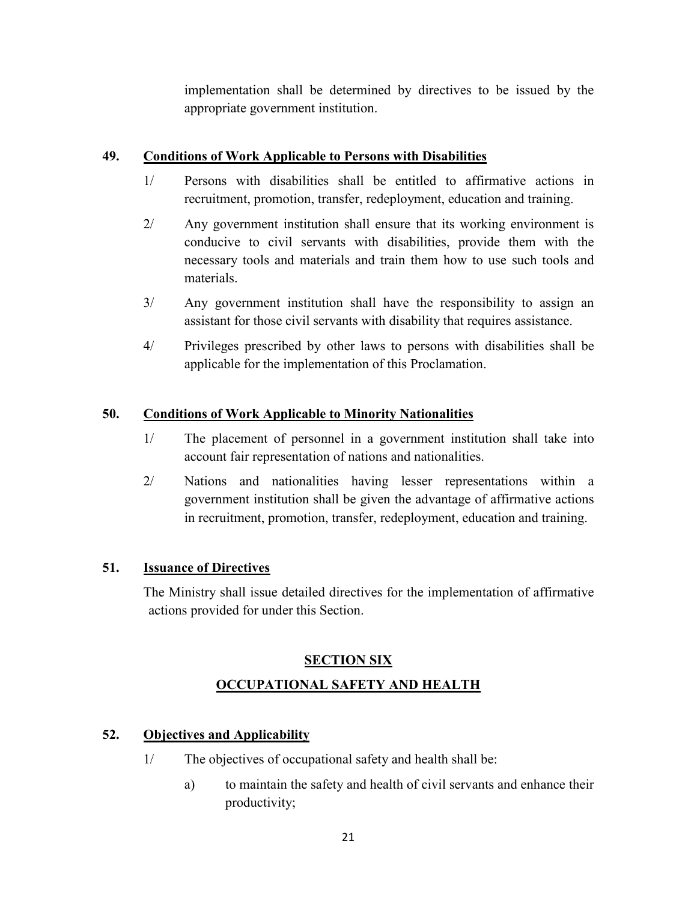implementation shall be determined by directives to be issued by the appropriate government institution.

### 49. Conditions of Work Applicable to Persons with Disabilities

1/ Persons with disabilities shall be entitled to affirmative actions in recruitment, promotion, transfer, redeployment, education and training.

2/ Any government institution shall ensure that its working environment is conducive to civil servants with disabilities, provide them with the necessary tools and materials and train them how to use such tools and materials.

3/ Any government institution shall have the responsibility to assign an assistant for those civil servants with disability that requires assistance.

4/ Privileges prescribed by other laws to persons with disabilities shall be applicable for the implementation of this Proclamation.

### 50. Conditions of Work Applicable to Minority Nationalities

1/ The placement of personnel in a government institution shall take into account fair representation of nations and nationalities.

2/ Nations and nationalities having lesser representations within a government institution shall be given the advantage of affirmative actions in recruitment, promotion, transfer, redeployment, education and training.

### 51. Issuance of Directives

The Ministry shall issue detailed directives for the implementation of affirmative actions provided for under this Section.

## SECTION SIX

## OCCUPATIONAL SAFETY AND HEALTH

### 52. Objectives and Applicability

1/ The objectives of occupational safety and health shall be:

a) to maintain the safety and health of civil servants and enhance their productivity;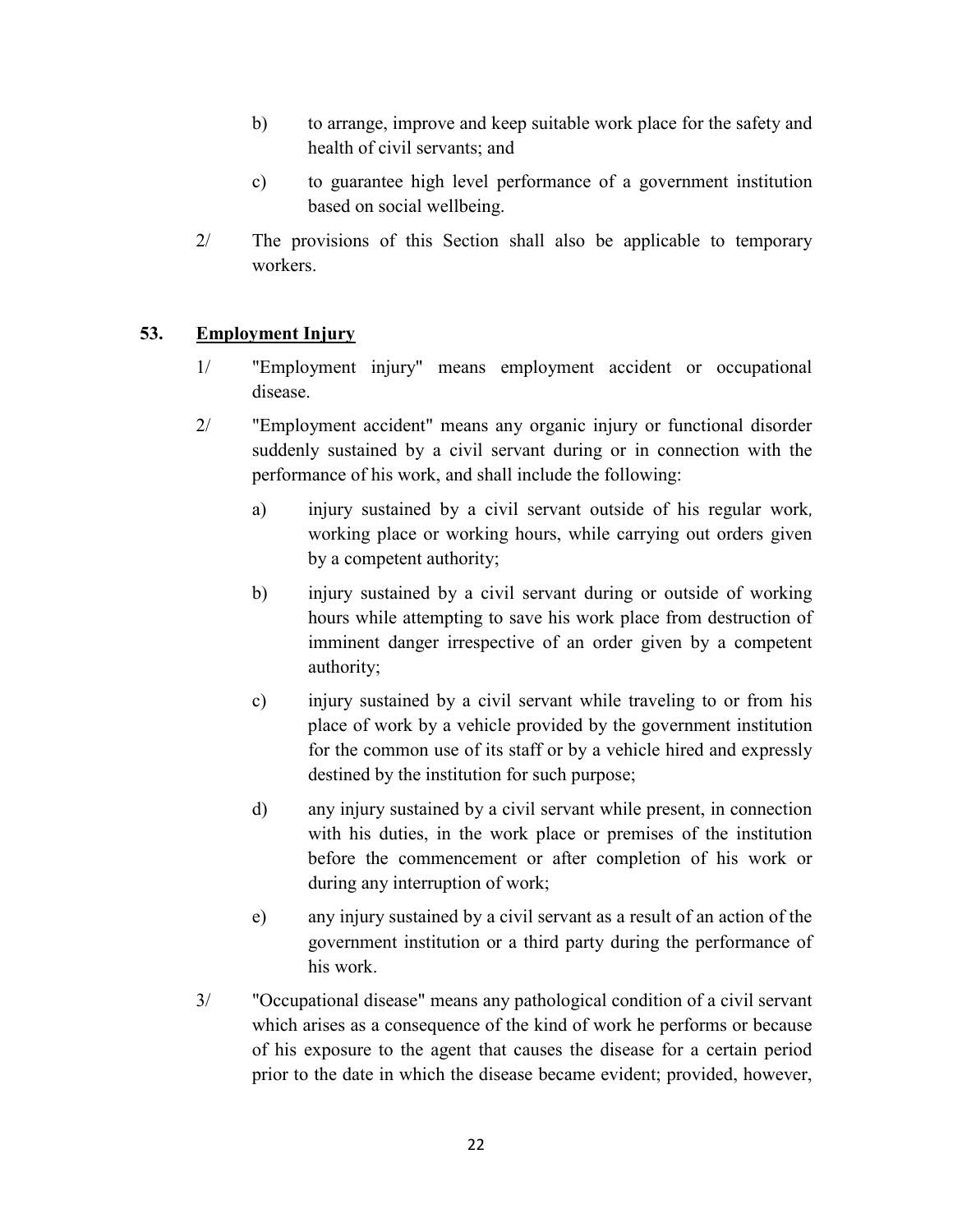b) to arrange, improve and keep suitable work place for the safety and health of civil servants; and

c) to guarantee high level performance of a government institution based on social wellbeing.

2/ The provisions of this Section shall also be applicable to temporary workers.

### 53. <u>Employment Injury</u>

1/ "Employment injury" means employment accident or occupational disease.

2/ "Employment accident" means any organic injury or functional disorder suddenly sustained by a civil servant during or in connection with the performance of his work, and shall include the following:

a) injury sustained by a civil servant outside of his regular work, working place or working hours, while carrying out orders given by a competent authority;

b) injury sustained by a civil servant during or outside of working hours while attempting to save his work place from destruction of imminent danger irrespective of an order given by a competent authority;

c) injury sustained by a civil servant while traveling to or from his place of work by a vehicle provided by the government institution for the common use of its staff or by a vehicle hired and expressly destined by the institution for such purpose;

d) any injury sustained by a civil servant while present, in connection with his duties, in the work place or premises of the institution before the commencement or after completion of his work or during any interruption of work;

e) any injury sustained by a civil servant as a result of an action of the government institution or a third party during the performance of his work.

3/ "Occupational disease" means any pathological condition of a civil servant which arises as a consequence of the kind of work he performs or because of his exposure to the agent that causes the disease for a certain period prior to the date in which the disease became evident; provided, however,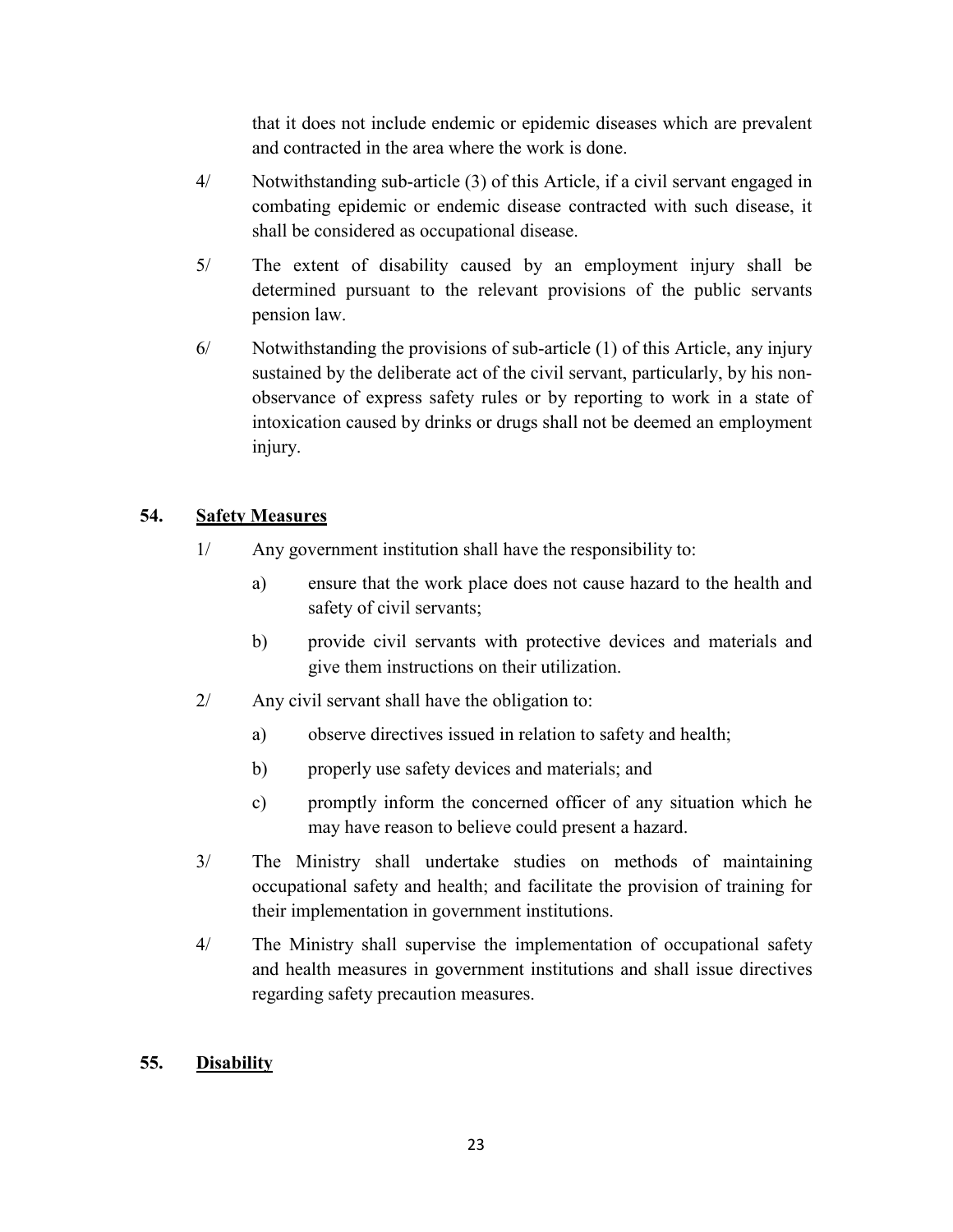that it does not include endemic or epidemic diseases which are prevalent and contracted in the area where the work is done.

4/ Notwithstanding sub-article (3) of this Article, if a civil servant engaged in combating epidemic or endemic disease contracted with such disease, it shall be considered as occupational disease.

5/ The extent of disability caused by an employment injury shall be determined pursuant to the relevant provisions of the public servants pension law.

6/ Notwithstanding the provisions of sub-article (1) of this Article, any injury sustained by the deliberate act of the civil servant, particularly, by his non-observance of express safety rules or by reporting to work in a state of intoxication caused by drinks or drugs shall not be deemed an employment injury.

## 54. Safety Measures

1/ Any government institution shall have the responsibility to:

a) ensure that the work place does not cause hazard to the health and safety of civil servants;

b) provide civil servants with protective devices and materials and give them instructions on their utilization.

2/ Any civil servant shall have the obligation to:

a) observe directives issued in relation to safety and health;

b) properly use safety devices and materials; and

c) promptly inform the concerned officer of any situation which he may have reason to believe could present a hazard.

3/ The Ministry shall undertake studies on methods of maintaining occupational safety and health; and facilitate the provision of training for their implementation in government institutions.

4/ The Ministry shall supervise the implementation of occupational safety and health measures in government institutions and shall issue directives regarding safety precaution measures.

## 55. Disability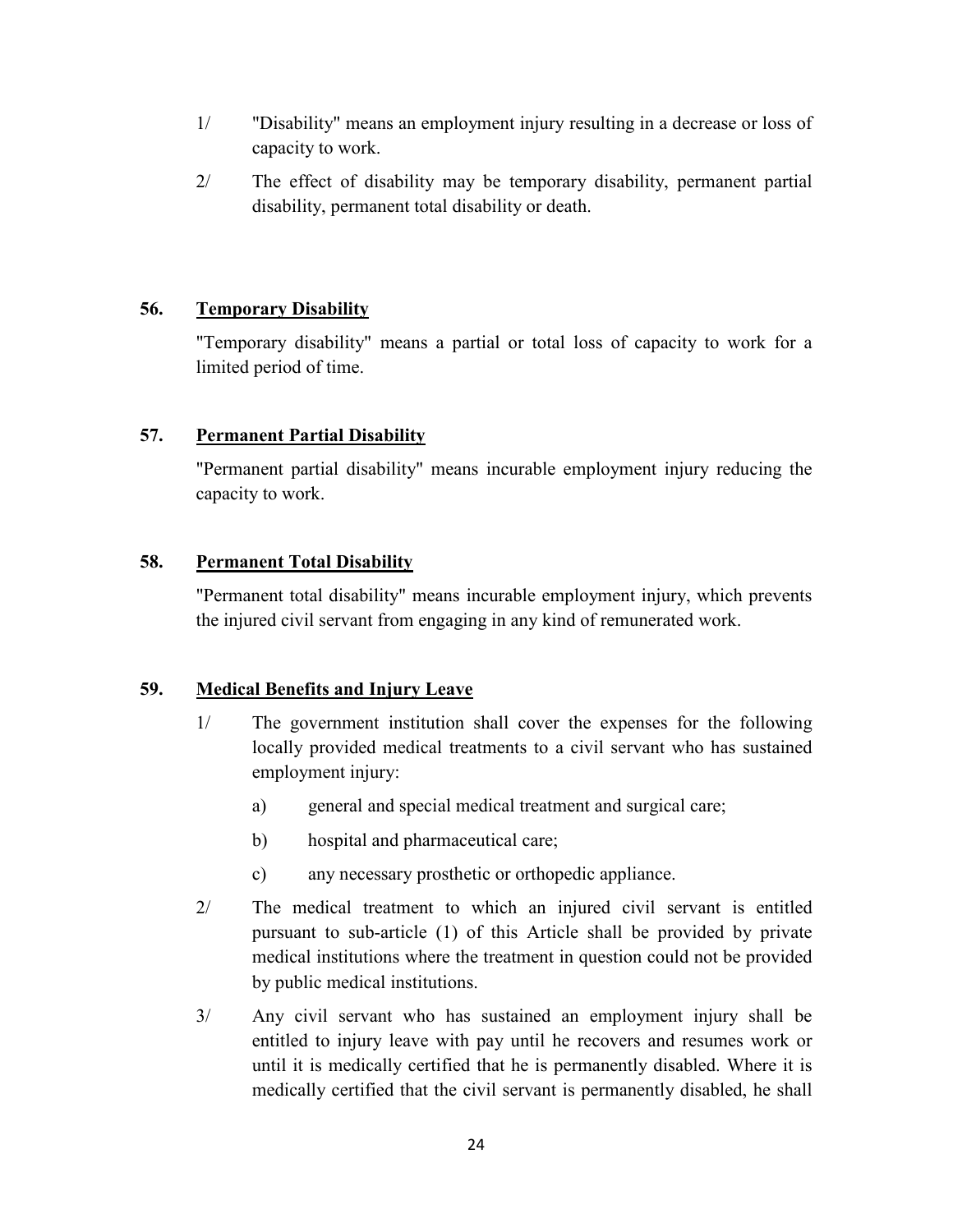1/ "Disability" means an employment injury resulting in a decrease or loss of capacity to work.

2/ The effect of disability may be temporary disability, permanent partial disability, permanent total disability or death.

### 56. Temporary Disability

"Temporary disability" means a partial or total loss of capacity to work for a limited period of time.

### 57. Permanent Partial Disability

"Permanent partial disability" means incurable employment injury reducing the capacity to work.

### 58. Permanent Total Disability

"Permanent total disability" means incurable employment injury, which prevents the injured civil servant from engaging in any kind of remunerated work.

### 59. Medical Benefits and Injury Leave

1/ The government institution shall cover the expenses for the following locally provided medical treatments to a civil servant who has sustained employment injury:

a) general and special medical treatment and surgical care;

b) hospital and pharmaceutical care;

c) any necessary prosthetic or orthopedic appliance.

2/ The medical treatment to which an injured civil servant is entitled pursuant to sub-article (1) of this Article shall be provided by private medical institutions where the treatment in question could not be provided by public medical institutions.

3/ Any civil servant who has sustained an employment injury shall be entitled to injury leave with pay until he recovers and resumes work or until it is medically certified that he is permanently disabled. Where it is medically certified that the civil servant is permanently disabled, he shall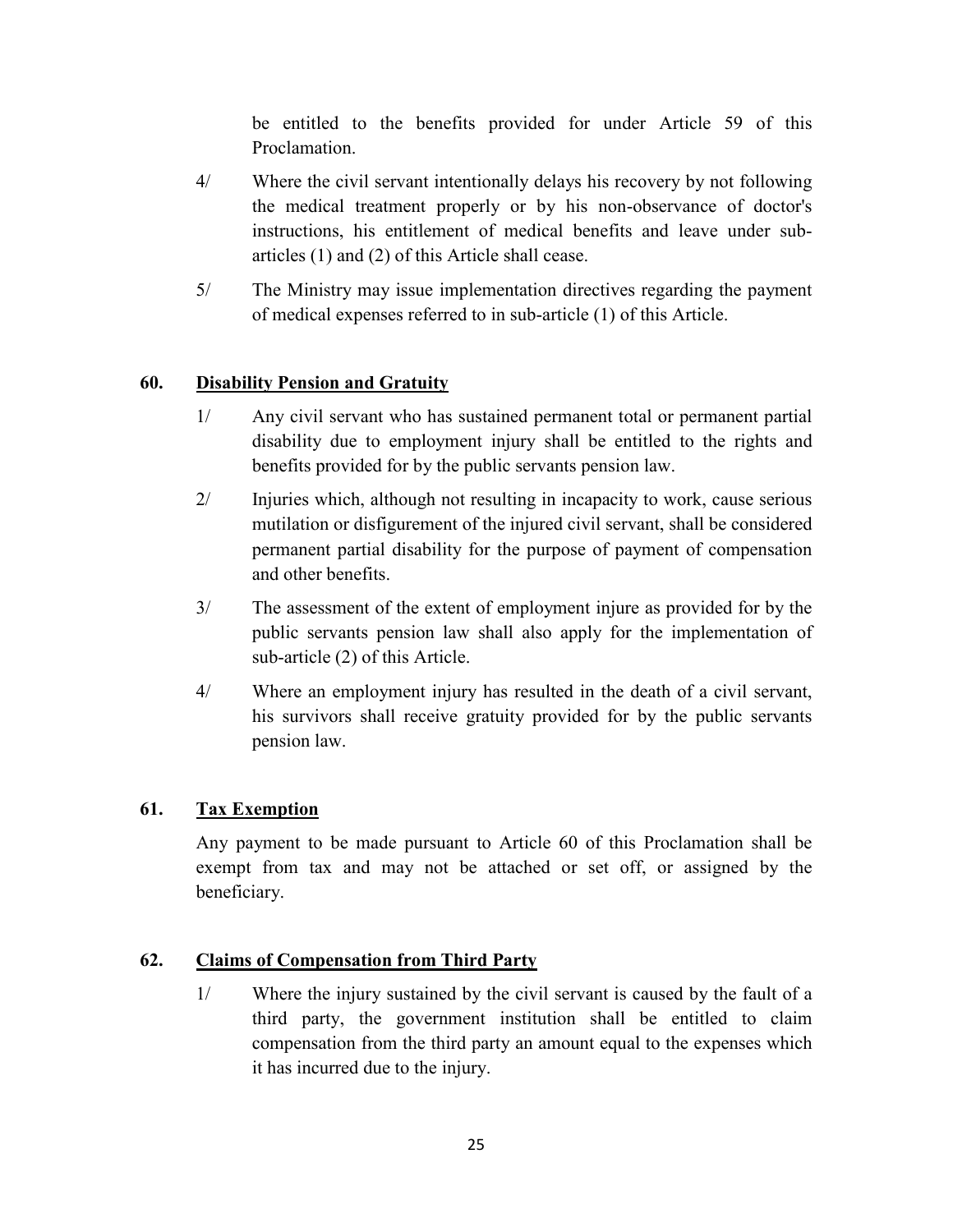be entitled to the benefits provided for under Article 59 of this Proclamation.

4/ Where the civil servant intentionally delays his recovery by not following the medical treatment properly or by his non-observance of doctor's instructions, his entitlement of medical benefits and leave under sub-articles (1) and (2) of this Article shall cease.

5/ The Ministry may issue implementation directives regarding the payment of medical expenses referred to in sub-article (1) of this Article.

**60. Disability Pension and Gratuity**

1/ Any civil servant who has sustained permanent total or permanent partial disability due to employment injury shall be entitled to the rights and benefits provided for by the public servants pension law.

2/ Injuries which, although not resulting in incapacity to work, cause serious mutilation or disfigurement of the injured civil servant, shall be considered permanent partial disability for the purpose of payment of compensation and other benefits.

3/ The assessment of the extent of employment injure as provided for by the public servants pension law shall also apply for the implementation of sub-article (2) of this Article.

4/ Where an employment injury has resulted in the death of a civil servant, his survivors shall receive gratuity provided for by the public servants pension law.

**61. Tax Exemption**

Any payment to be made pursuant to Article 60 of this Proclamation shall be exempt from tax and may not be attached or set off, or assigned by the beneficiary.

**62. Claims of Compensation from Third Party**

1/ Where the injury sustained by the civil servant is caused by the fault of a third party, the government institution shall be entitled to claim compensation from the third party an amount equal to the expenses which it has incurred due to the injury.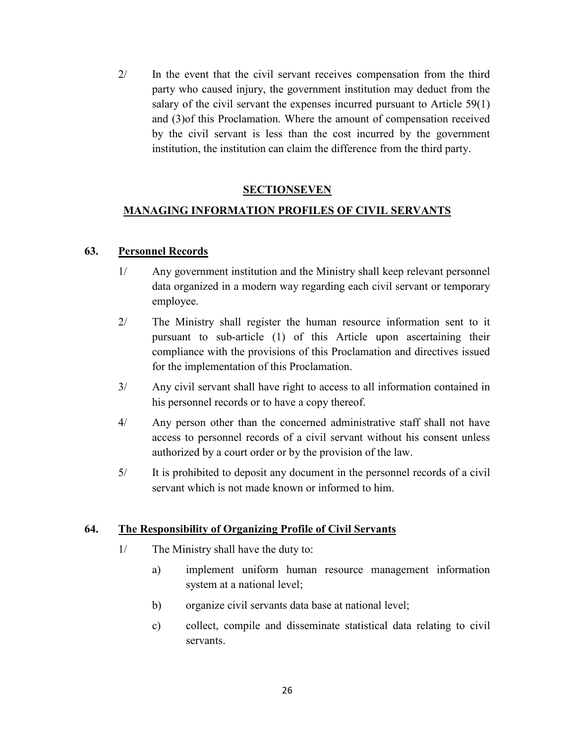2/ In the event that the civil servant receives compensation from the third party who caused injury, the government institution may deduct from the salary of the civil servant the expenses incurred pursuant to Article 59(1) and (3)of this Proclamation. Where the amount of compensation received by the civil servant is less than the cost incurred by the government institution, the institution can claim the difference from the third party.

## SECTIONSEVEN

## MANAGING INFORMATION PROFILES OF CIVIL SERVANTS

### 63. Personnel Records

1/ Any government institution and the Ministry shall keep relevant personnel data organized in a modern way regarding each civil servant or temporary employee.

2/ The Ministry shall register the human resource information sent to it pursuant to sub-article (1) of this Article upon ascertaining their compliance with the provisions of this Proclamation and directives issued for the implementation of this Proclamation.

3/ Any civil servant shall have right to access to all information contained in his personnel records or to have a copy thereof.

4/ Any person other than the concerned administrative staff shall not have access to personnel records of a civil servant without his consent unless authorized by a court order or by the provision of the law.

5/ It is prohibited to deposit any document in the personnel records of a civil servant which is not made known or informed to him.

### 64. The Responsibility of Organizing Profile of Civil Servants

1/ The Ministry shall have the duty to:

a) implement uniform human resource management information system at a national level;

b) organize civil servants data base at national level;

c) collect, compile and disseminate statistical data relating to civil servants.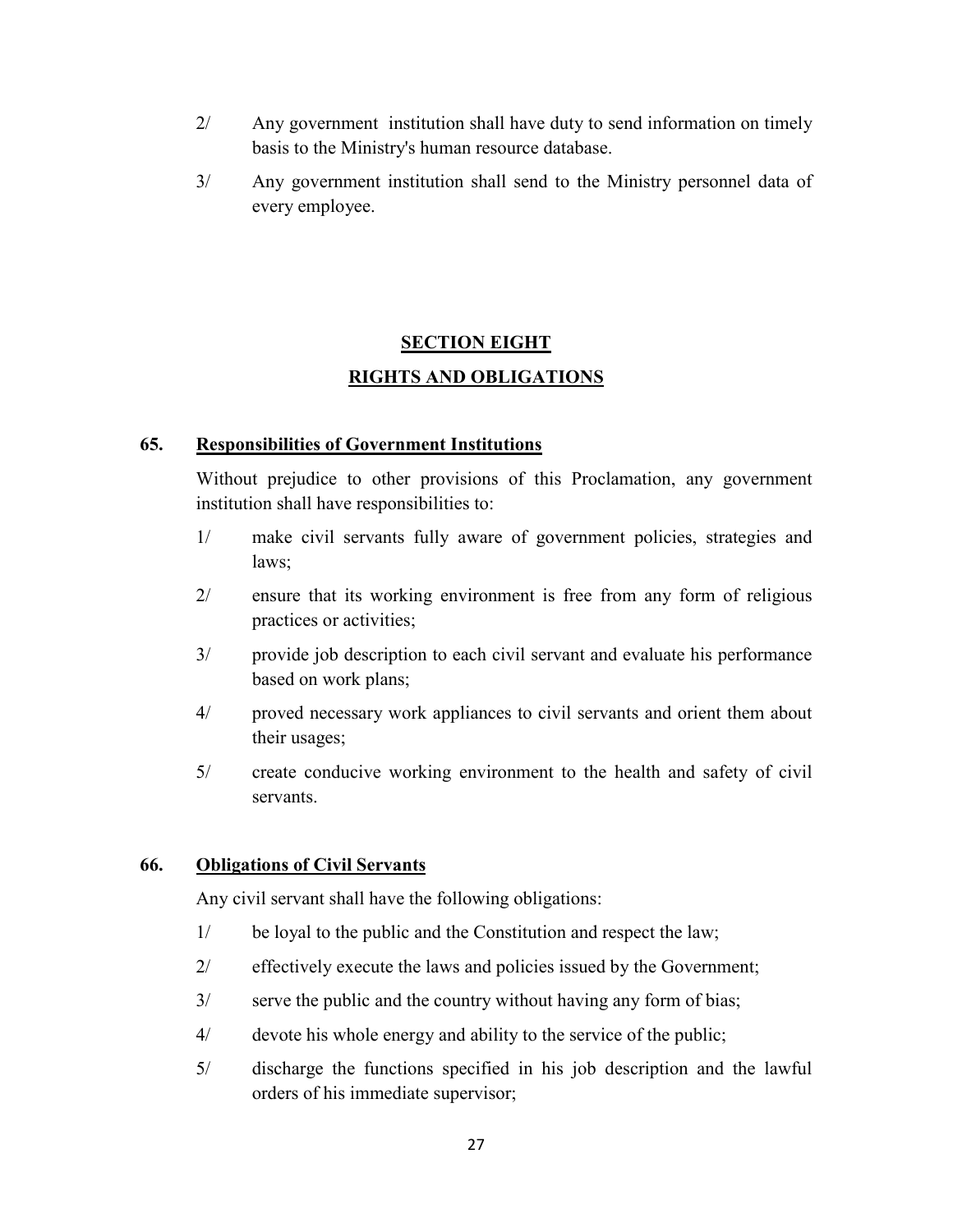2/ Any government institution shall have duty to send information on timely basis to the Ministry's human resource database.

3/ Any government institution shall send to the Ministry personnel data of every employee.

## SECTION EIGHT

## RIGHTS AND OBLIGATIONS

### 65. Responsibilities of Government Institutions

Without prejudice to other provisions of this Proclamation, any government institution shall have responsibilities to:

1/ make civil servants fully aware of government policies, strategies and laws;

2/ ensure that its working environment is free from any form of religious practices or activities;

3/ provide job description to each civil servant and evaluate his performance based on work plans;

4/ proved necessary work appliances to civil servants and orient them about their usages;

5/ create conducive working environment to the health and safety of civil servants.

### 66. Obligations of Civil Servants

Any civil servant shall have the following obligations:

1/ be loyal to the public and the Constitution and respect the law;

2/ effectively execute the laws and policies issued by the Government;

3/ serve the public and the country without having any form of bias;

4/ devote his whole energy and ability to the service of the public;

5/ discharge the functions specified in his job description and the lawful orders of his immediate supervisor;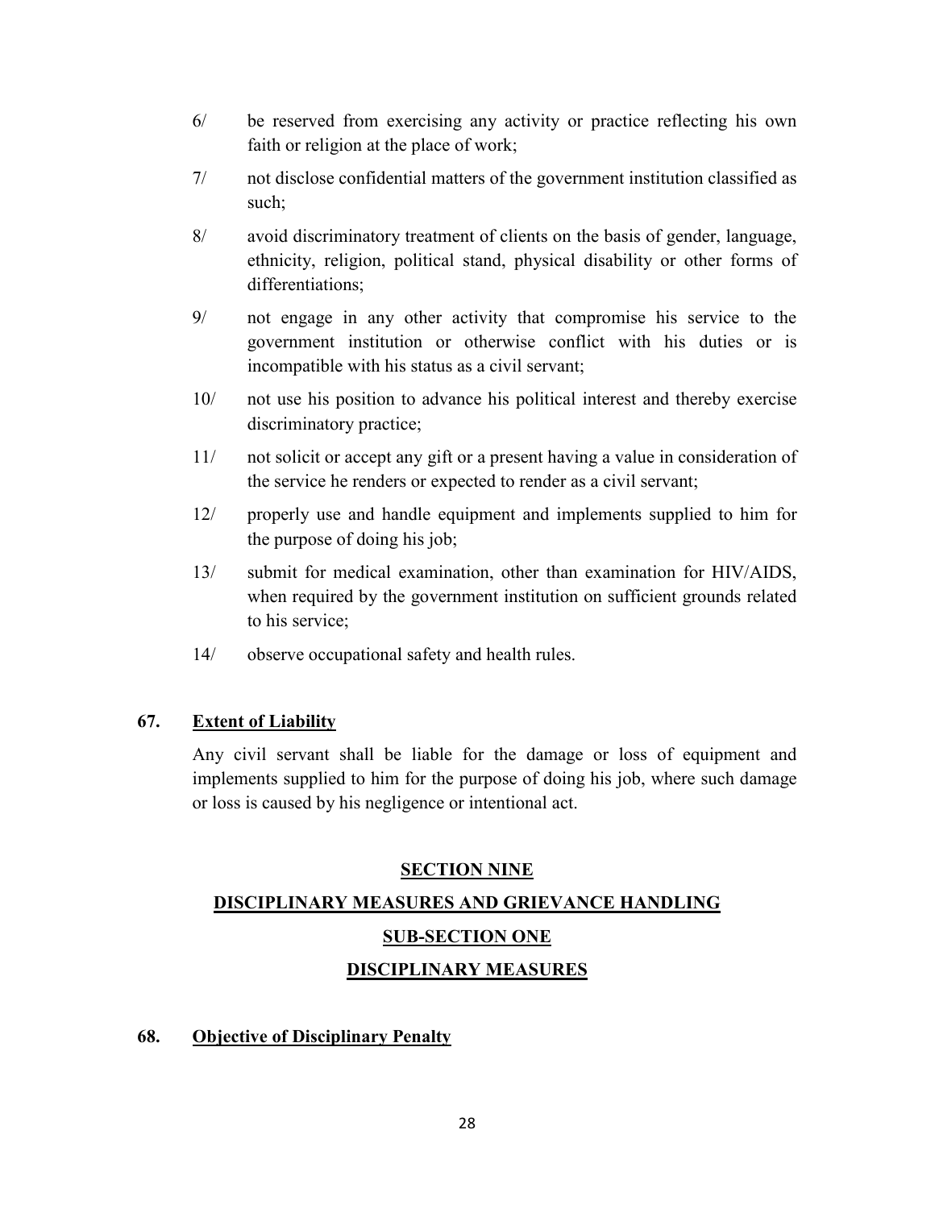6/ be reserved from exercising any activity or practice reflecting his own faith or religion at the place of work;

7/ not disclose confidential matters of the government institution classified as such;

8/ avoid discriminatory treatment of clients on the basis of gender, language, ethnicity, religion, political stand, physical disability or other forms of differentiations;

9/ not engage in any other activity that compromise his service to the government institution or otherwise conflict with his duties or is incompatible with his status as a civil servant;

10/ not use his position to advance his political interest and thereby exercise discriminatory practice;

11/ not solicit or accept any gift or a present having a value in consideration of the service he renders or expected to render as a civil servant;

12/ properly use and handle equipment and implements supplied to him for the purpose of doing his job;

13/ submit for medical examination, other than examination for HIV/AIDS, when required by the government institution on sufficient grounds related to his service;

14/ observe occupational safety and health rules.

### 67. Extent of Liability

Any civil servant shall be liable for the damage or loss of equipment and implements supplied to him for the purpose of doing his job, where such damage or loss is caused by his negligence or intentional act.

## SECTION NINE

## DISCIPLINARY MEASURES AND GRIEVANCE HANDLING

## SUB-SECTION ONE

## DISCIPLINARY MEASURES

### 68. Objective of Disciplinary Penalty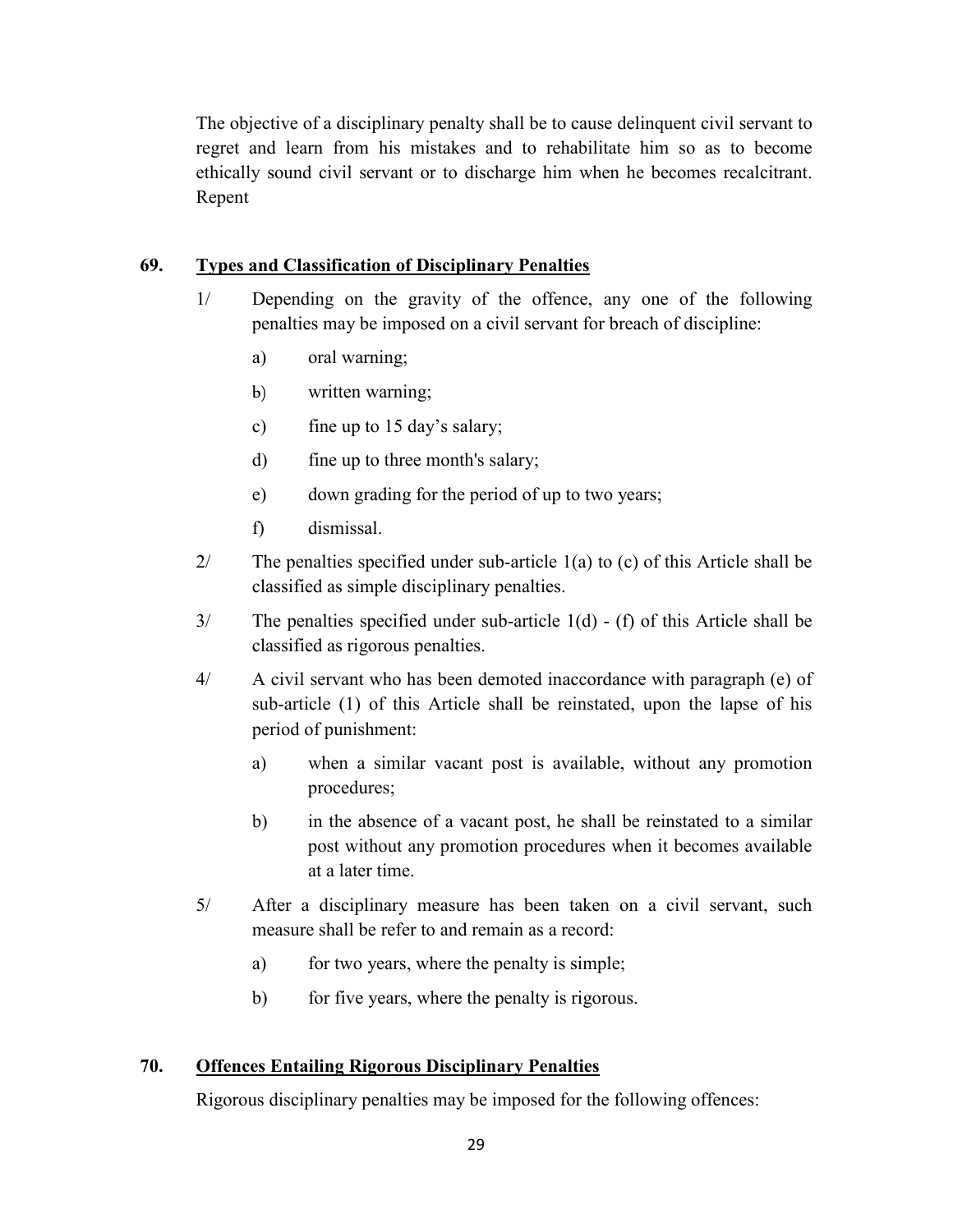The objective of a disciplinary penalty shall be to cause delinquent civil servant to regret and learn from his mistakes and to rehabilitate him so as to become ethically sound civil servant or to discharge him when he becomes recalcitrant. Repent

## 69. Types and Classification of Disciplinary Penalties

1/ Depending on the gravity of the offence, any one of the following penalties may be imposed on a civil servant for breach of discipline:

   a) oral warning;

   b) written warning;

   c) fine up to 15 day's salary;

   d) fine up to three month's salary;

   e) down grading for the period of up to two years;

   f) dismissal.

2/ The penalties specified under sub-article 1(a) to (c) of this Article shall be classified as simple disciplinary penalties.

3/ The penalties specified under sub-article 1(d) - (f) of this Article shall be classified as rigorous penalties.

4/ A civil servant who has been demoted inaccordance with paragraph (e) of sub-article (1) of this Article shall be reinstated, upon the lapse of his period of punishment:

   a) when a similar vacant post is available, without any promotion procedures;

   b) in the absence of a vacant post, he shall be reinstated to a similar post without any promotion procedures when it becomes available at a later time.

5/ After a disciplinary measure has been taken on a civil servant, such measure shall be refer to and remain as a record:

   a) for two years, where the penalty is simple;

   b) for five years, where the penalty is rigorous.

## 70. Offences Entailing Rigorous Disciplinary Penalties

Rigorous disciplinary penalties may be imposed for the following offences: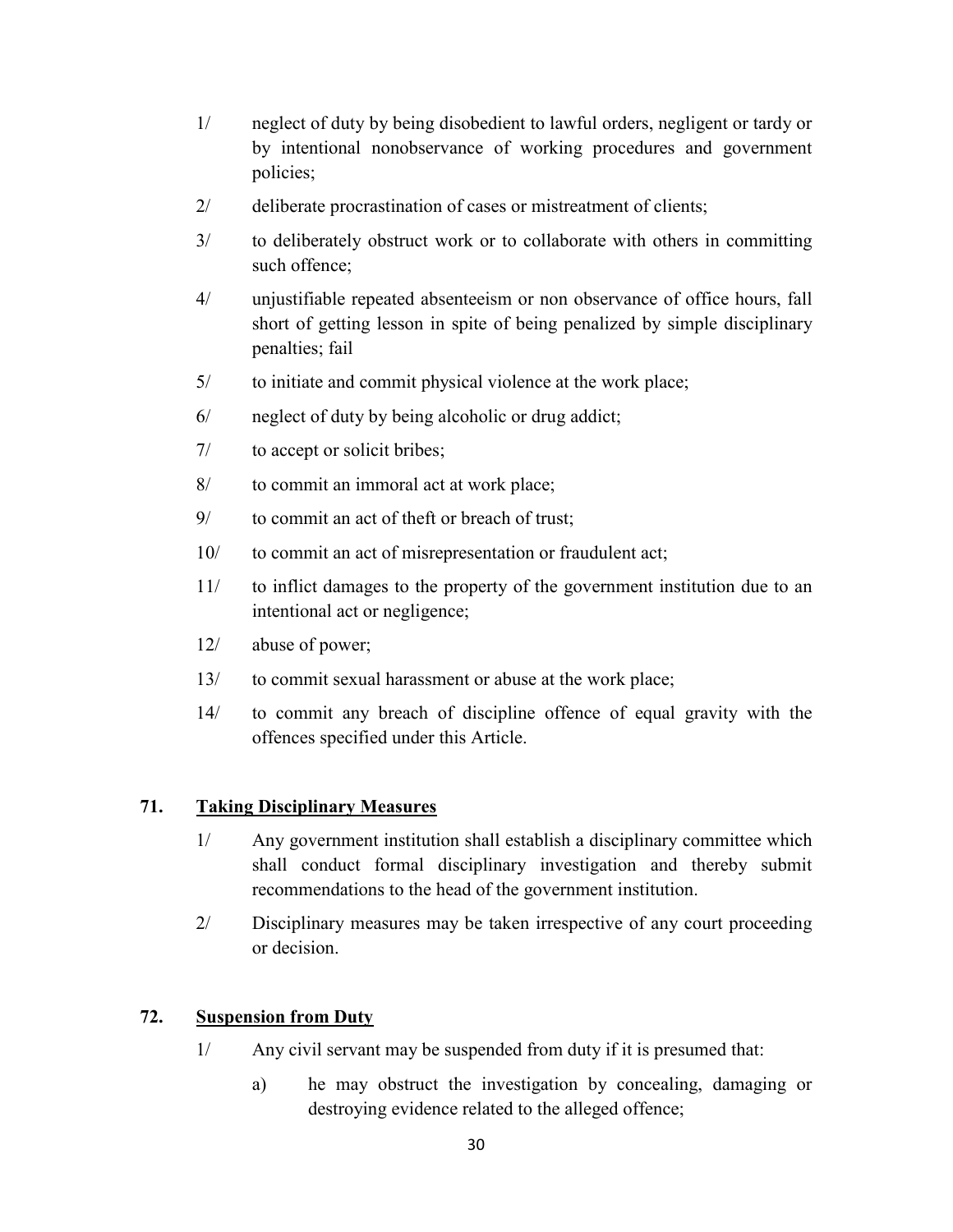1/ neglect of duty by being disobedient to lawful orders, negligent or tardy or by intentional nonobservance of working procedures and government policies;

2/ deliberate procrastination of cases or mistreatment of clients;

3/ to deliberately obstruct work or to collaborate with others in committing such offence;

4/ unjustifiable repeated absenteeism or non observance of office hours, fall short of getting lesson in spite of being penalized by simple disciplinary penalties; fail

5/ to initiate and commit physical violence at the work place;

6/ neglect of duty by being alcoholic or drug addict;

7/ to accept or solicit bribes;

8/ to commit an immoral act at work place;

9/ to commit an act of theft or breach of trust;

10/ to commit an act of misrepresentation or fraudulent act;

11/ to inflict damages to the property of the government institution due to an intentional act or negligence;

12/ abuse of power;

13/ to commit sexual harassment or abuse at the work place;

14/ to commit any breach of discipline offence of equal gravity with the offences specified under this Article.

## 71. Taking Disciplinary Measures

1/ Any government institution shall establish a disciplinary committee which shall conduct formal disciplinary investigation and thereby submit recommendations to the head of the government institution.

2/ Disciplinary measures may be taken irrespective of any court proceeding or decision.

## 72. Suspension from Duty

1/ Any civil servant may be suspended from duty if it is presumed that:

a) he may obstruct the investigation by concealing, damaging or destroying evidence related to the alleged offence;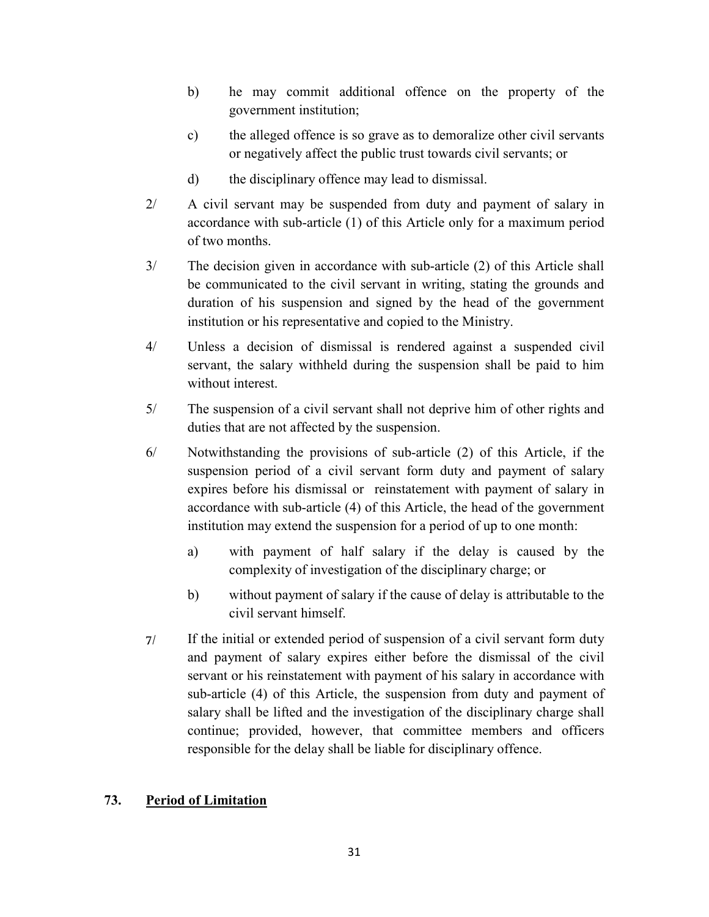b) he may commit additional offence on the property of the government institution;

c) the alleged offence is so grave as to demoralize other civil servants or negatively affect the public trust towards civil servants; or

d) the disciplinary offence may lead to dismissal.

2/ A civil servant may be suspended from duty and payment of salary in accordance with sub-article (1) of this Article only for a maximum period of two months.

3/ The decision given in accordance with sub-article (2) of this Article shall be communicated to the civil servant in writing, stating the grounds and duration of his suspension and signed by the head of the government institution or his representative and copied to the Ministry.

4/ Unless a decision of dismissal is rendered against a suspended civil servant, the salary withheld during the suspension shall be paid to him without interest.

5/ The suspension of a civil servant shall not deprive him of other rights and duties that are not affected by the suspension.

6/ Notwithstanding the provisions of sub-article (2) of this Article, if the suspension period of a civil servant form duty and payment of salary expires before his dismissal or reinstatement with payment of salary in accordance with sub-article (4) of this Article, the head of the government institution may extend the suspension for a period of up to one month:

a) with payment of half salary if the delay is caused by the complexity of investigation of the disciplinary charge; or

b) without payment of salary if the cause of delay is attributable to the civil servant himself.

7/ If the initial or extended period of suspension of a civil servant form duty and payment of salary expires either before the dismissal of the civil servant or his reinstatement with payment of his salary in accordance with sub-article (4) of this Article, the suspension from duty and payment of salary shall be lifted and the investigation of the disciplinary charge shall continue; provided, however, that committee members and officers responsible for the delay shall be liable for disciplinary offence.

## 73. Period of Limitation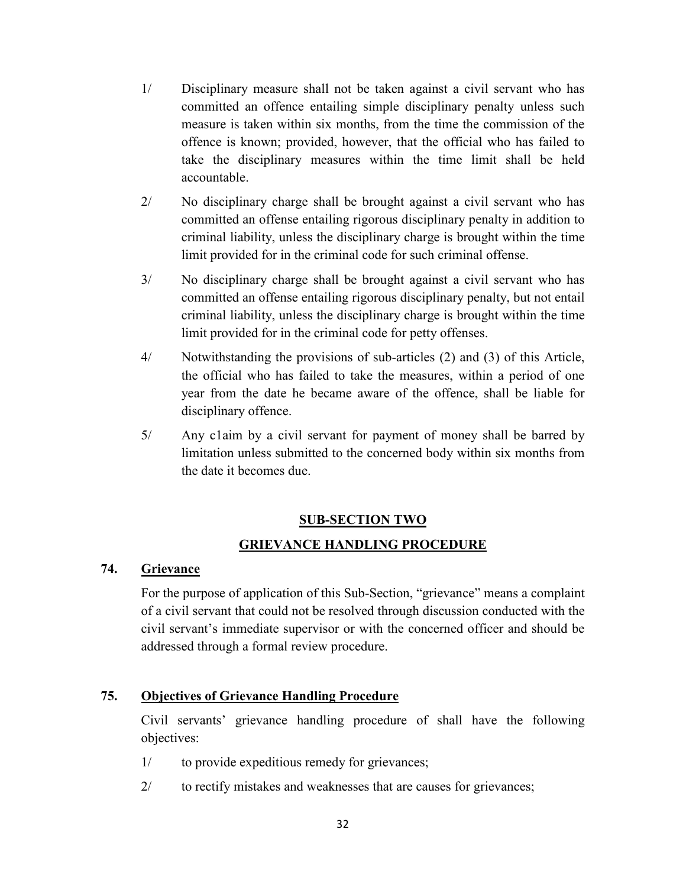1/ Disciplinary measure shall not be taken against a civil servant who has committed an offence entailing simple disciplinary penalty unless such measure is taken within six months, from the time the commission of the offence is known; provided, however, that the official who has failed to take the disciplinary measures within the time limit shall be held accountable.

2/ No disciplinary charge shall be brought against a civil servant who has committed an offense entailing rigorous disciplinary penalty in addition to criminal liability, unless the disciplinary charge is brought within the time limit provided for in the criminal code for such criminal offense.

3/ No disciplinary charge shall be brought against a civil servant who has committed an offense entailing rigorous disciplinary penalty, but not entail criminal liability, unless the disciplinary charge is brought within the time limit provided for in the criminal code for petty offenses.

4/ Notwithstanding the provisions of sub-articles (2) and (3) of this Article, the official who has failed to take the measures, within a period of one year from the date he became aware of the offence, shall be liable for disciplinary offence.

5/ Any c1aim by a civil servant for payment of money shall be barred by limitation unless submitted to the concerned body within six months from the date it becomes due.

## SUB-SECTION TWO

## GRIEVANCE HANDLING PROCEDURE

### 74. Grievance

For the purpose of application of this Sub-Section, "grievance" means a complaint of a civil servant that could not be resolved through discussion conducted with the civil servant's immediate supervisor or with the concerned officer and should be addressed through a formal review procedure.

### 75. Objectives of Grievance Handling Procedure

Civil servants' grievance handling procedure of shall have the following objectives:

1/ to provide expeditious remedy for grievances;

2/ to rectify mistakes and weaknesses that are causes for grievances;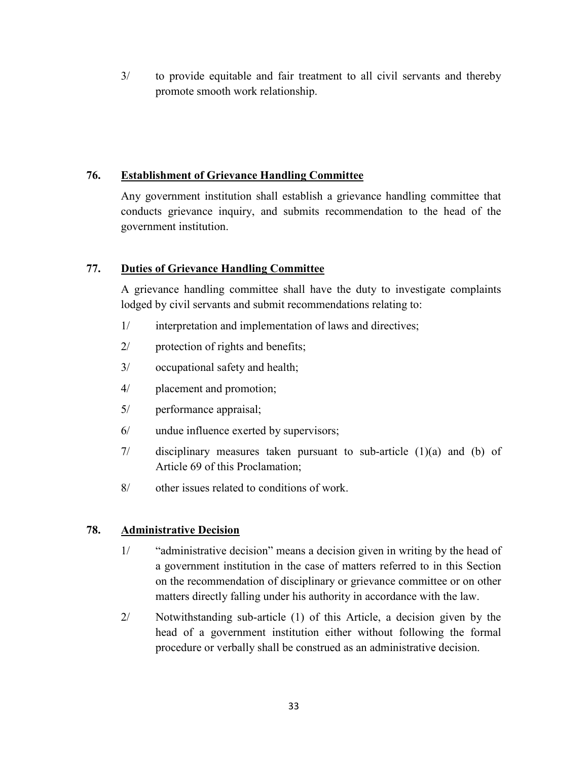3/ to provide equitable and fair treatment to all civil servants and thereby promote smooth work relationship.

## 76. Establishment of Grievance Handling Committee

Any government institution shall establish a grievance handling committee that conducts grievance inquiry, and submits recommendation to the head of the government institution.

## 77. Duties of Grievance Handling Committee

A grievance handling committee shall have the duty to investigate complaints lodged by civil servants and submit recommendations relating to:

1/ interpretation and implementation of laws and directives;

2/ protection of rights and benefits;

3/ occupational safety and health;

4/ placement and promotion;

5/ performance appraisal;

6/ undue influence exerted by supervisors;

7/ disciplinary measures taken pursuant to sub-article (1)(a) and (b) of Article 69 of this Proclamation;

8/ other issues related to conditions of work.

## 78. Administrative Decision

1/ "administrative decision" means a decision given in writing by the head of a government institution in the case of matters referred to in this Section on the recommendation of disciplinary or grievance committee or on other matters directly falling under his authority in accordance with the law.

2/ Notwithstanding sub-article (1) of this Article, a decision given by the head of a government institution either without following the formal procedure or verbally shall be construed as an administrative decision.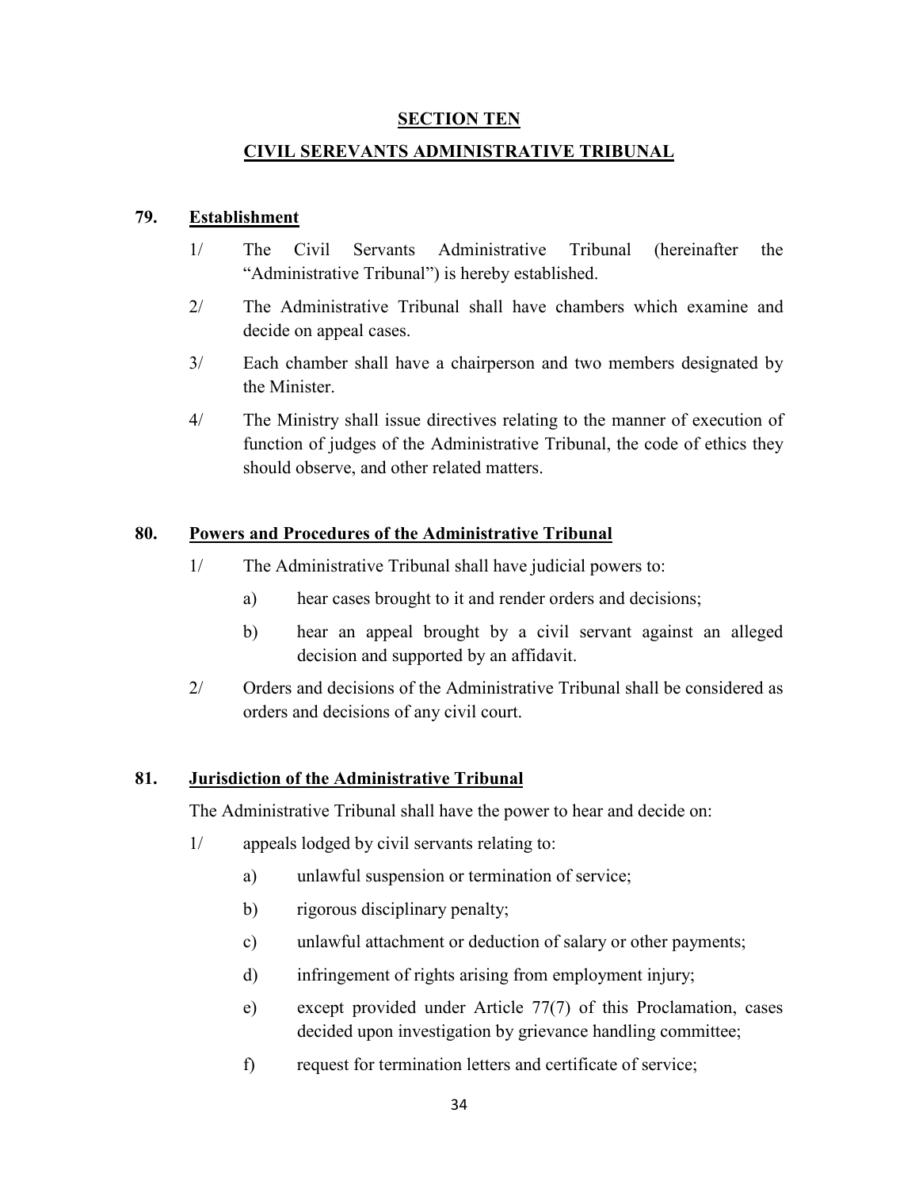## SECTION TEN

## CIVIL SEREVANTS ADMINISTRATIVE TRIBUNAL

### 79. Establishment

1/ The Civil Servants Administrative Tribunal (hereinafter the "Administrative Tribunal") is hereby established.

2/ The Administrative Tribunal shall have chambers which examine and decide on appeal cases.

3/ Each chamber shall have a chairperson and two members designated by the Minister.

4/ The Ministry shall issue directives relating to the manner of execution of function of judges of the Administrative Tribunal, the code of ethics they should observe, and other related matters.

### 80. Powers and Procedures of the Administrative Tribunal

1/ The Administrative Tribunal shall have judicial powers to:

a) hear cases brought to it and render orders and decisions;

b) hear an appeal brought by a civil servant against an alleged decision and supported by an affidavit.

2/ Orders and decisions of the Administrative Tribunal shall be considered as orders and decisions of any civil court.

### 81. Jurisdiction of the Administrative Tribunal

The Administrative Tribunal shall have the power to hear and decide on:

1/ appeals lodged by civil servants relating to:

a) unlawful suspension or termination of service;

b) rigorous disciplinary penalty;

c) unlawful attachment or deduction of salary or other payments;

d) infringement of rights arising from employment injury;

e) except provided under Article 77(7) of this Proclamation, cases decided upon investigation by grievance handling committee;

f) request for termination letters and certificate of service;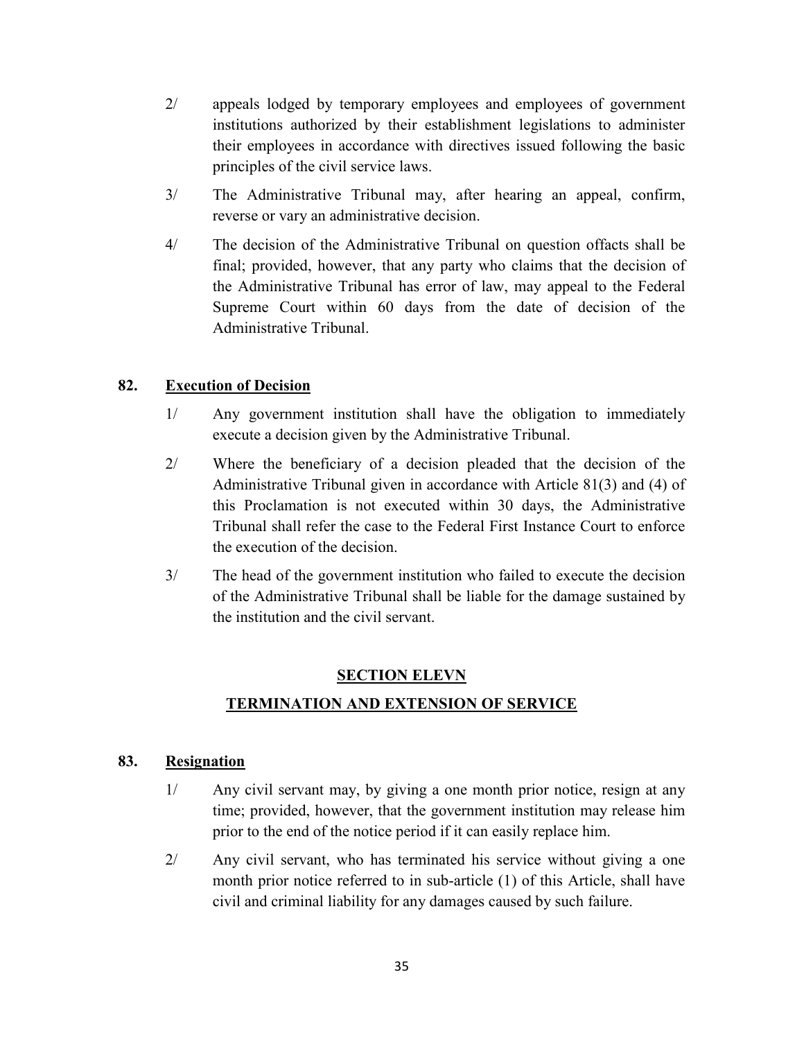2/ appeals lodged by temporary employees and employees of government institutions authorized by their establishment legislations to administer their employees in accordance with directives issued following the basic principles of the civil service laws.

3/ The Administrative Tribunal may, after hearing an appeal, confirm, reverse or vary an administrative decision.

4/ The decision of the Administrative Tribunal on question offacts shall be final; provided, however, that any party who claims that the decision of the Administrative Tribunal has error of law, may appeal to the Federal Supreme Court within 60 days from the date of decision of the Administrative Tribunal.

**82. Execution of Decision**

1/ Any government institution shall have the obligation to immediately execute a decision given by the Administrative Tribunal.

2/ Where the beneficiary of a decision pleaded that the decision of the Administrative Tribunal given in accordance with Article 81(3) and (4) of this Proclamation is not executed within 30 days, the Administrative Tribunal shall refer the case to the Federal First Instance Court to enforce the execution of the decision.

3/ The head of the government institution who failed to execute the decision of the Administrative Tribunal shall be liable for the damage sustained by the institution and the civil servant.

## SECTION ELEVN

## TERMINATION AND EXTENSION OF SERVICE

**83. Resignation**

1/ Any civil servant may, by giving a one month prior notice, resign at any time; provided, however, that the government institution may release him prior to the end of the notice period if it can easily replace him.

2/ Any civil servant, who has terminated his service without giving a one month prior notice referred to in sub-article (1) of this Article, shall have civil and criminal liability for any damages caused by such failure.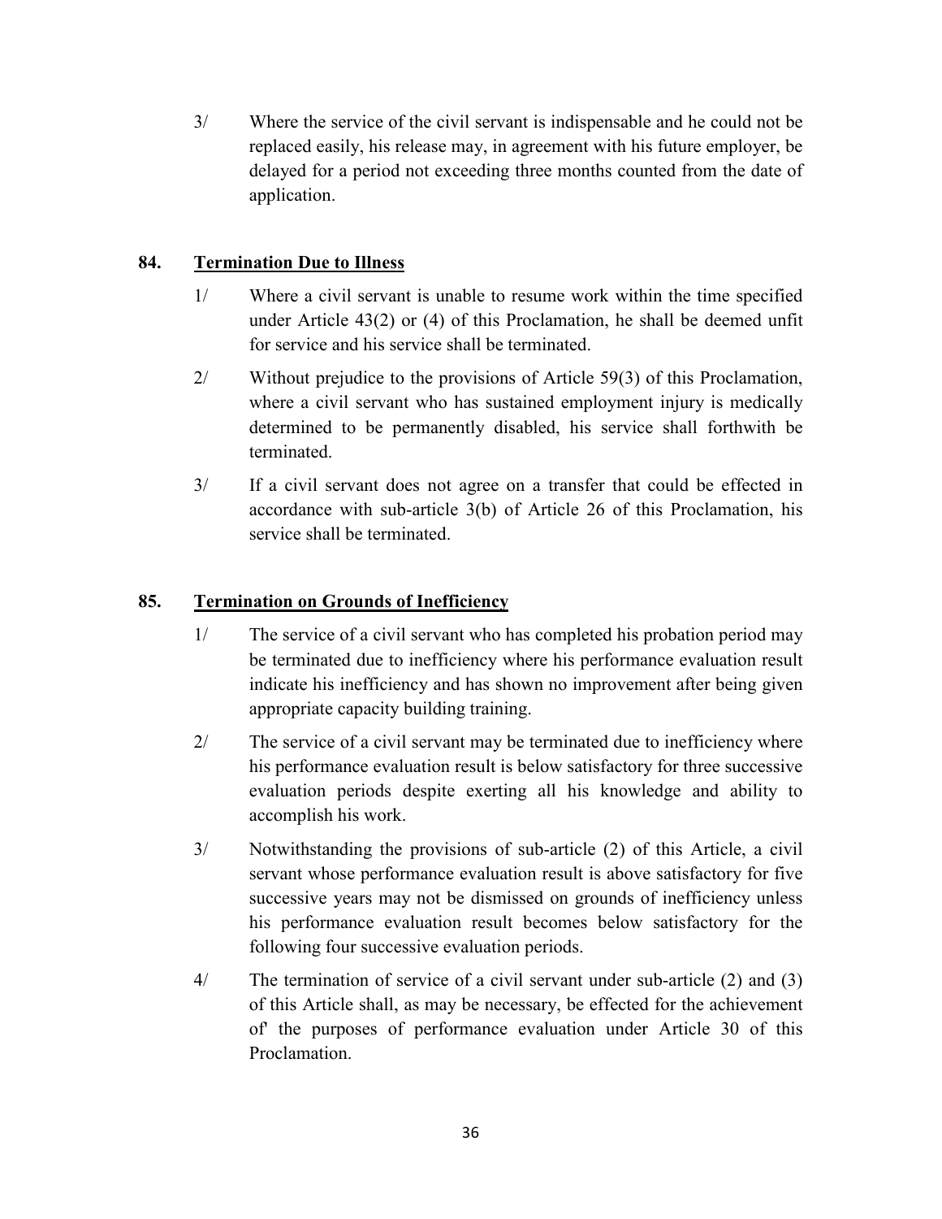3/ Where the service of the civil servant is indispensable and he could not be replaced easily, his release may, in agreement with his future employer, be delayed for a period not exceeding three months counted from the date of application.

## 84. Termination Due to Illness

1/ Where a civil servant is unable to resume work within the time specified under Article 43(2) or (4) of this Proclamation, he shall be deemed unfit for service and his service shall be terminated.

2/ Without prejudice to the provisions of Article 59(3) of this Proclamation, where a civil servant who has sustained employment injury is medically determined to be permanently disabled, his service shall forthwith be terminated.

3/ If a civil servant does not agree on a transfer that could be effected in accordance with sub-article 3(b) of Article 26 of this Proclamation, his service shall be terminated.

## 85. Termination on Grounds of Inefficiency

1/ The service of a civil servant who has completed his probation period may be terminated due to inefficiency where his performance evaluation result indicate his inefficiency and has shown no improvement after being given appropriate capacity building training.

2/ The service of a civil servant may be terminated due to inefficiency where his performance evaluation result is below satisfactory for three successive evaluation periods despite exerting all his knowledge and ability to accomplish his work.

3/ Notwithstanding the provisions of sub-article (2) of this Article, a civil servant whose performance evaluation result is above satisfactory for five successive years may not be dismissed on grounds of inefficiency unless his performance evaluation result becomes below satisfactory for the following four successive evaluation periods.

4/ The termination of service of a civil servant under sub-article (2) and (3) of this Article shall, as may be necessary, be effected for the achievement of' the purposes of performance evaluation under Article 30 of this Proclamation.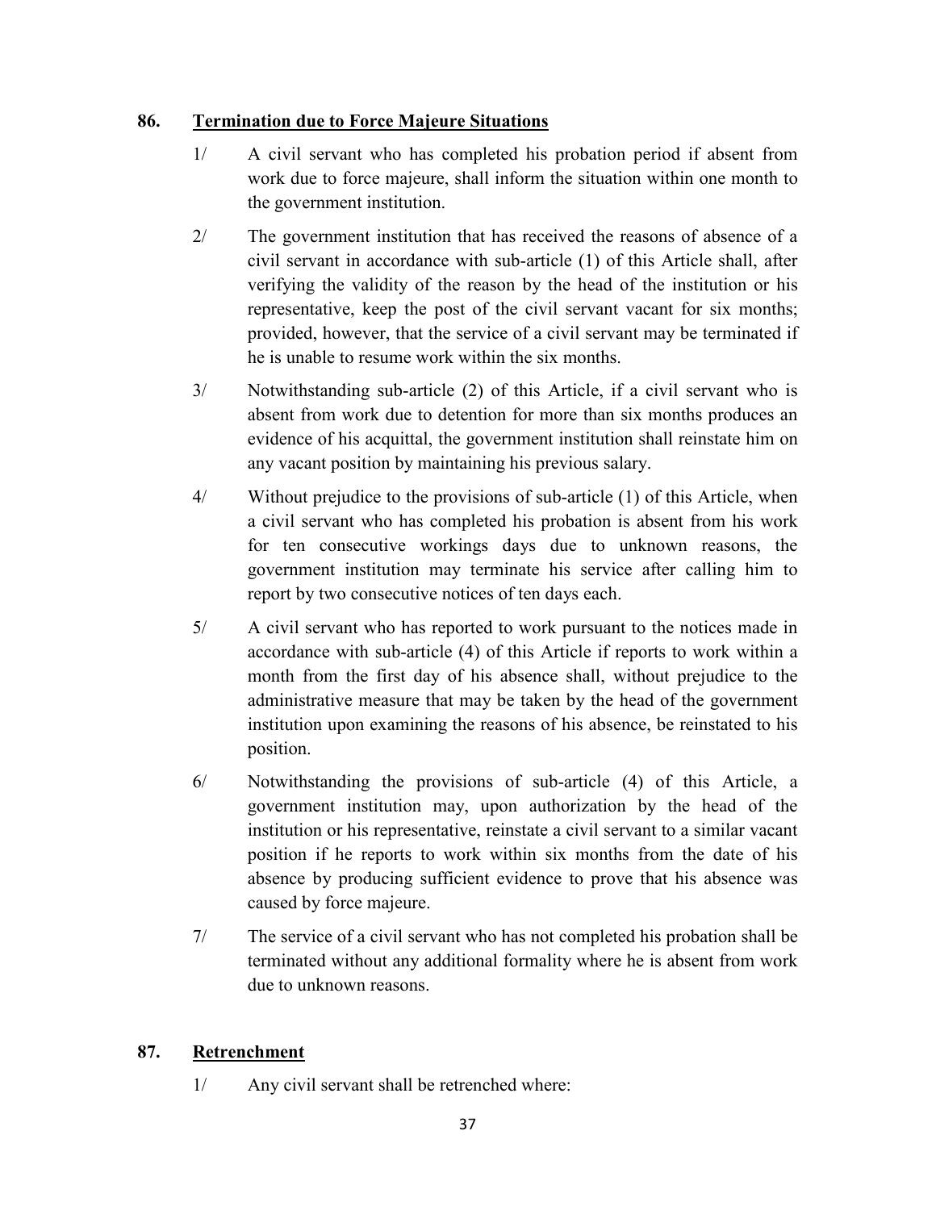## 86. Termination due to Force Majeure Situations

1/ A civil servant who has completed his probation period if absent from work due to force majeure, shall inform the situation within one month to the government institution.

2/ The government institution that has received the reasons of absence of a civil servant in accordance with sub-article (1) of this Article shall, after verifying the validity of the reason by the head of the institution or his representative, keep the post of the civil servant vacant for six months; provided, however, that the service of a civil servant may be terminated if he is unable to resume work within the six months.

3/ Notwithstanding sub-article (2) of this Article, if a civil servant who is absent from work due to detention for more than six months produces an evidence of his acquittal, the government institution shall reinstate him on any vacant position by maintaining his previous salary.

4/ Without prejudice to the provisions of sub-article (1) of this Article, when a civil servant who has completed his probation is absent from his work for ten consecutive workings days due to unknown reasons, the government institution may terminate his service after calling him to report by two consecutive notices of ten days each.

5/ A civil servant who has reported to work pursuant to the notices made in accordance with sub-article (4) of this Article if reports to work within a month from the first day of his absence shall, without prejudice to the administrative measure that may be taken by the head of the government institution upon examining the reasons of his absence, be reinstated to his position.

6/ Notwithstanding the provisions of sub-article (4) of this Article, a government institution may, upon authorization by the head of the institution or his representative, reinstate a civil servant to a similar vacant position if he reports to work within six months from the date of his absence by producing sufficient evidence to prove that his absence was caused by force majeure.

7/ The service of a civil servant who has not completed his probation shall be terminated without any additional formality where he is absent from work due to unknown reasons.

## 87. Retrenchment

1/ Any civil servant shall be retrenched where: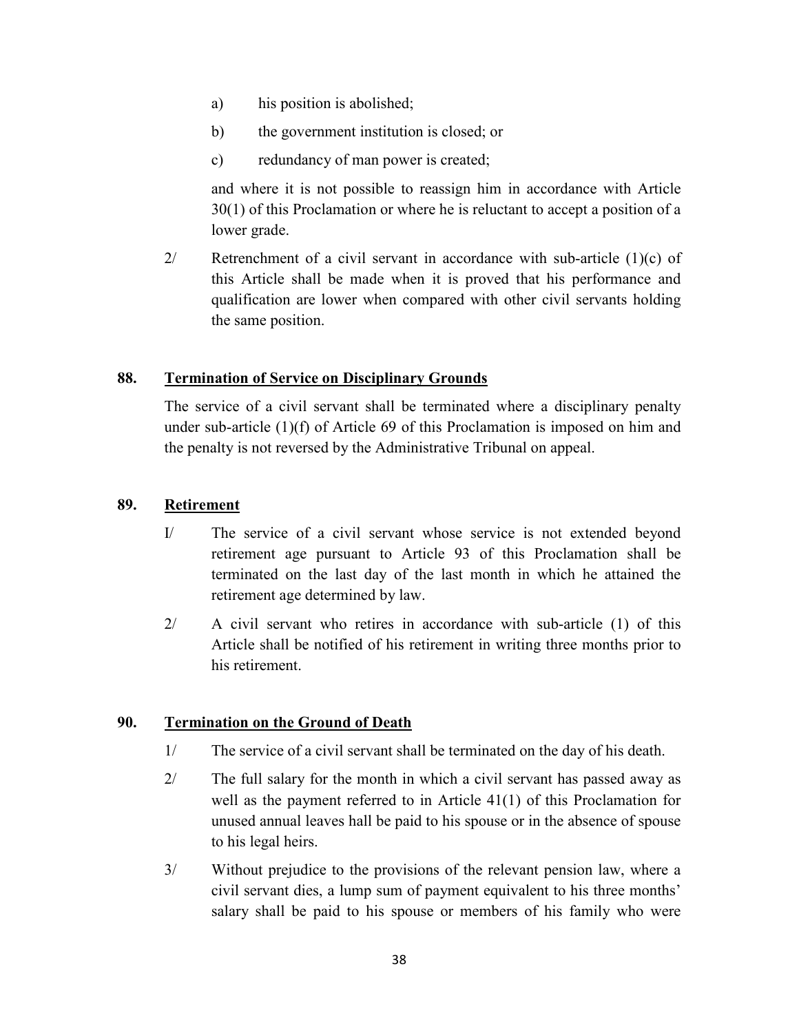a) his position is abolished;

b) the government institution is closed; or

c) redundancy of man power is created;

and where it is not possible to reassign him in accordance with Article 30(1) of this Proclamation or where he is reluctant to accept a position of a lower grade.

2/ Retrenchment of a civil servant in accordance with sub-article (1)(c) of this Article shall be made when it is proved that his performance and qualification are lower when compared with other civil servants holding the same position.

## 88. Termination of Service on Disciplinary Grounds

The service of a civil servant shall be terminated where a disciplinary penalty under sub-article (1)(f) of Article 69 of this Proclamation is imposed on him and the penalty is not reversed by the Administrative Tribunal on appeal.

## 89. Retirement

I/ The service of a civil servant whose service is not extended beyond retirement age pursuant to Article 93 of this Proclamation shall be terminated on the last day of the last month in which he attained the retirement age determined by law.

2/ A civil servant who retires in accordance with sub-article (1) of this Article shall be notified of his retirement in writing three months prior to his retirement.

## 90. Termination on the Ground of Death

1/ The service of a civil servant shall be terminated on the day of his death.

2/ The full salary for the month in which a civil servant has passed away as well as the payment referred to in Article 41(1) of this Proclamation for unused annual leaves hall be paid to his spouse or in the absence of spouse to his legal heirs.

3/ Without prejudice to the provisions of the relevant pension law, where a civil servant dies, a lump sum of payment equivalent to his three months' salary shall be paid to his spouse or members of his family who were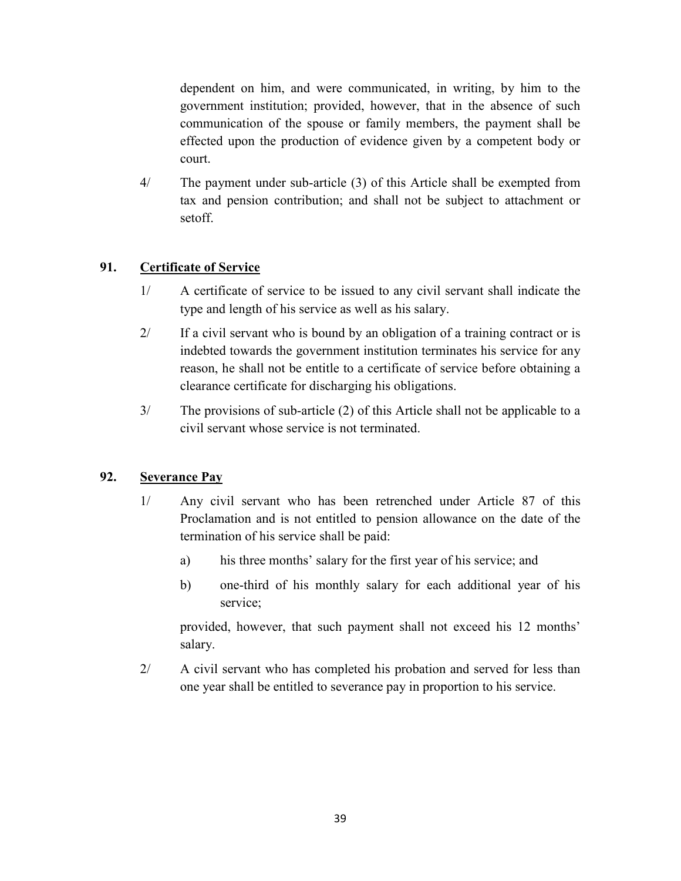dependent on him, and were communicated, in writing, by him to the government institution; provided, however, that in the absence of such communication of the spouse or family members, the payment shall be effected upon the production of evidence given by a competent body or court.

4/ The payment under sub-article (3) of this Article shall be exempted from tax and pension contribution; and shall not be subject to attachment or setoff.

## 91. Certificate of Service

1/ A certificate of service to be issued to any civil servant shall indicate the type and length of his service as well as his salary.

2/ If a civil servant who is bound by an obligation of a training contract or is indebted towards the government institution terminates his service for any reason, he shall not be entitle to a certificate of service before obtaining a clearance certificate for discharging his obligations.

3/ The provisions of sub-article (2) of this Article shall not be applicable to a civil servant whose service is not terminated.

## 92. Severance Pay

1/ Any civil servant who has been retrenched under Article 87 of this Proclamation and is not entitled to pension allowance on the date of the termination of his service shall be paid:

a) his three months' salary for the first year of his service; and

b) one-third of his monthly salary for each additional year of his service;

provided, however, that such payment shall not exceed his 12 months' salary.

2/ A civil servant who has completed his probation and served for less than one year shall be entitled to severance pay in proportion to his service.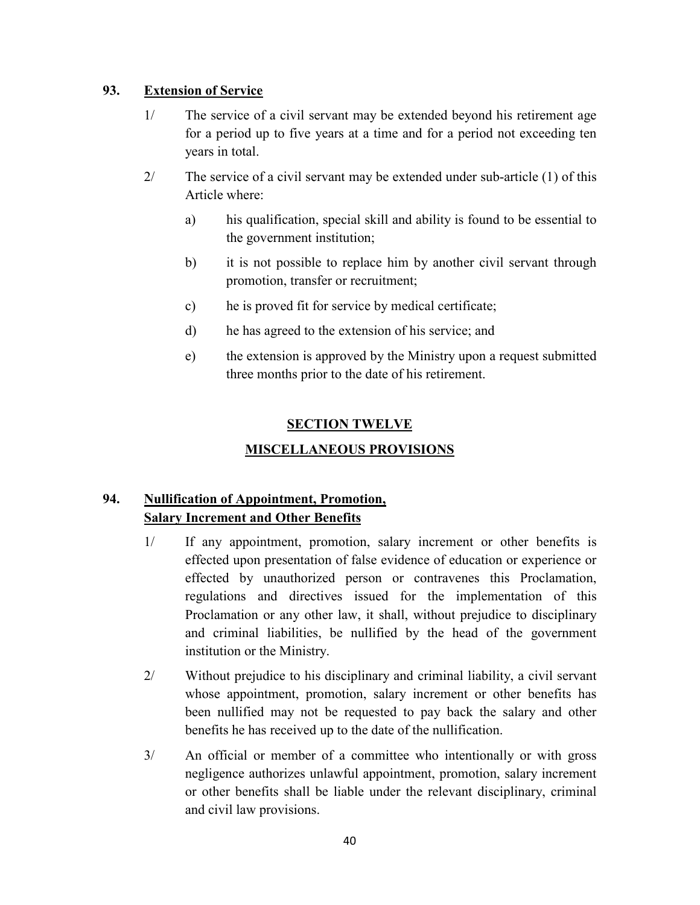### 93. Extension of Service

1/ The service of a civil servant may be extended beyond his retirement age for a period up to five years at a time and for a period not exceeding ten years in total.

2/ The service of a civil servant may be extended under sub-article (1) of this Article where:

a) his qualification, special skill and ability is found to be essential to the government institution;

b) it is not possible to replace him by another civil servant through promotion, transfer or recruitment;

c) he is proved fit for service by medical certificate;

d) he has agreed to the extension of his service; and

e) the extension is approved by the Ministry upon a request submitted three months prior to the date of his retirement.

## SECTION TWELVE

## MISCELLANEOUS PROVISIONS

### 94. Nullification of Appointment, Promotion, Salary Increment and Other Benefits

1/ If any appointment, promotion, salary increment or other benefits is effected upon presentation of false evidence of education or experience or effected by unauthorized person or contravenes this Proclamation, regulations and directives issued for the implementation of this Proclamation or any other law, it shall, without prejudice to disciplinary and criminal liabilities, be nullified by the head of the government institution or the Ministry.

2/ Without prejudice to his disciplinary and criminal liability, a civil servant whose appointment, promotion, salary increment or other benefits has been nullified may not be requested to pay back the salary and other benefits he has received up to the date of the nullification.

3/ An official or member of a committee who intentionally or with gross negligence authorizes unlawful appointment, promotion, salary increment or other benefits shall be liable under the relevant disciplinary, criminal and civil law provisions.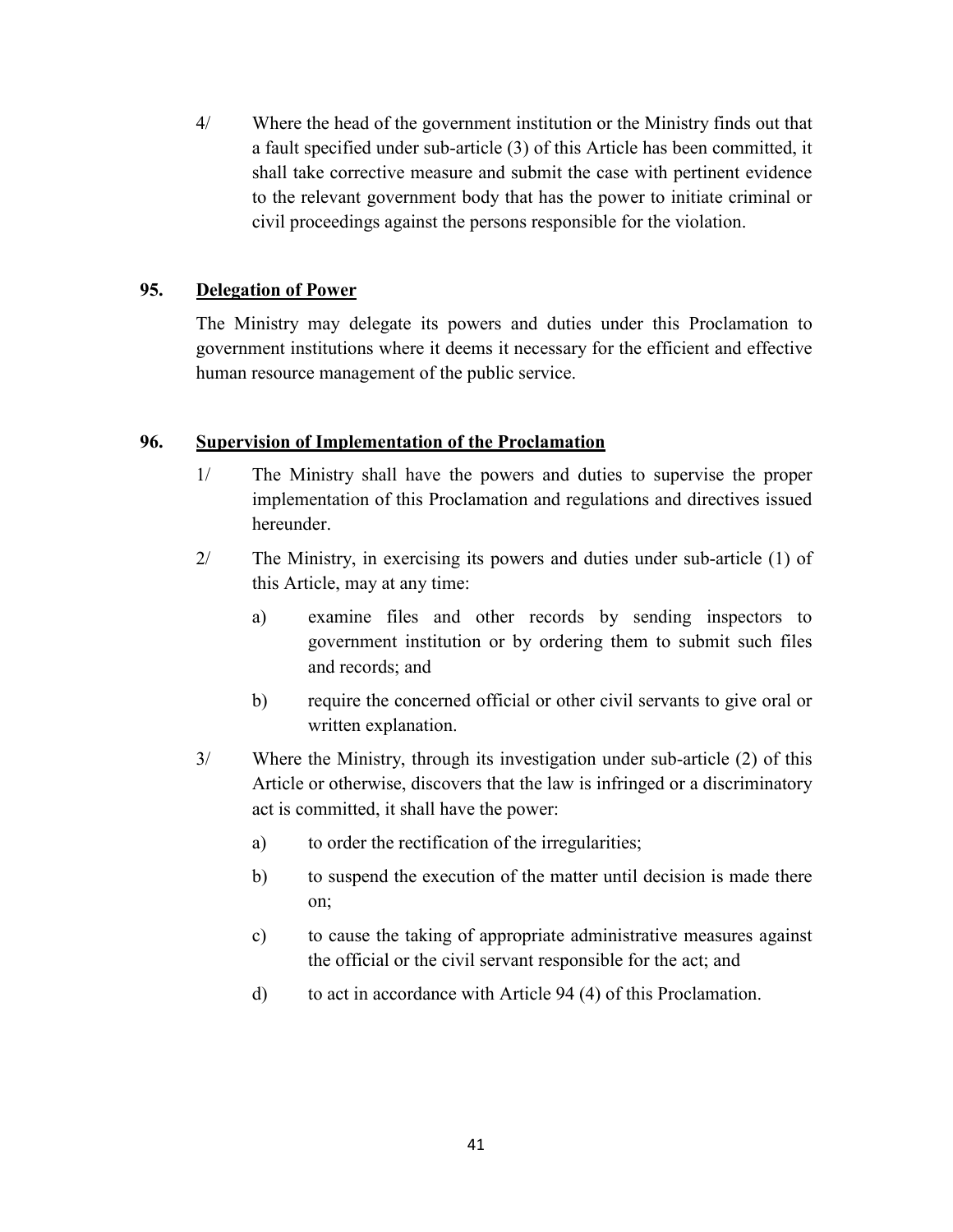4/ Where the head of the government institution or the Ministry finds out that a fault specified under sub-article (3) of this Article has been committed, it shall take corrective measure and submit the case with pertinent evidence to the relevant government body that has the power to initiate criminal or civil proceedings against the persons responsible for the violation.

### 95. <u>Delegation of Power</u>

The Ministry may delegate its powers and duties under this Proclamation to government institutions where it deems it necessary for the efficient and effective human resource management of the public service.

### 96. <u>Supervision of Implementation of the Proclamation</u>

1/ The Ministry shall have the powers and duties to supervise the proper implementation of this Proclamation and regulations and directives issued hereunder.

2/ The Ministry, in exercising its powers and duties under sub-article (1) of this Article, may at any time:

a) examine files and other records by sending inspectors to government institution or by ordering them to submit such files and records; and

b) require the concerned official or other civil servants to give oral or written explanation.

3/ Where the Ministry, through its investigation under sub-article (2) of this Article or otherwise, discovers that the law is infringed or a discriminatory act is committed, it shall have the power:

a) to order the rectification of the irregularities;

b) to suspend the execution of the matter until decision is made there on;

c) to cause the taking of appropriate administrative measures against the official or the civil servant responsible for the act; and

d) to act in accordance with Article 94 (4) of this Proclamation.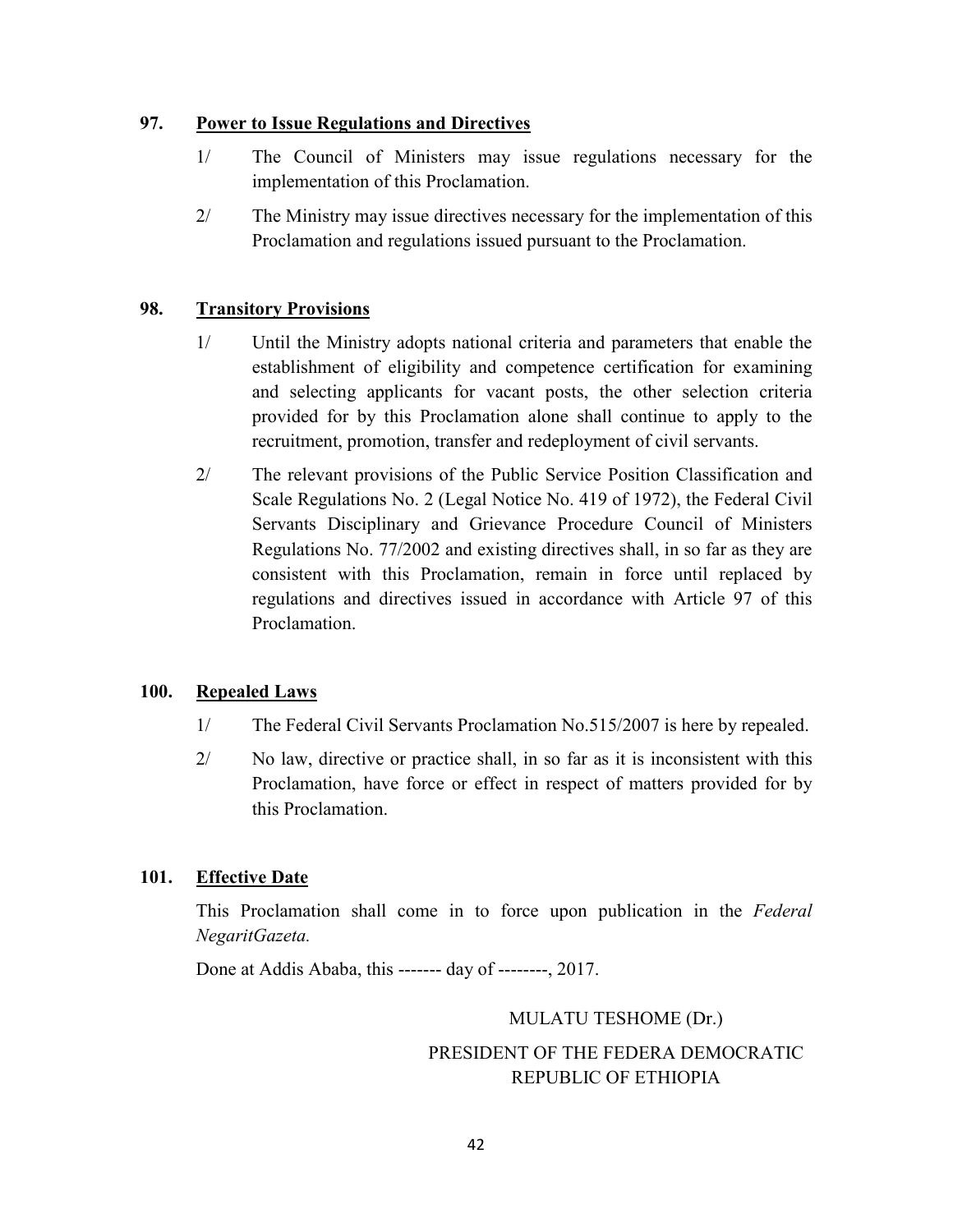**97. Power to Issue Regulations and Directives**

1/ The Council of Ministers may issue regulations necessary for the implementation of this Proclamation.

2/ The Ministry may issue directives necessary for the implementation of this Proclamation and regulations issued pursuant to the Proclamation.

**98. Transitory Provisions**

1/ Until the Ministry adopts national criteria and parameters that enable the establishment of eligibility and competence certification for examining and selecting applicants for vacant posts, the other selection criteria provided for by this Proclamation alone shall continue to apply to the recruitment, promotion, transfer and redeployment of civil servants.

2/ The relevant provisions of the Public Service Position Classification and Scale Regulations No. 2 (Legal Notice No. 419 of 1972), the Federal Civil Servants Disciplinary and Grievance Procedure Council of Ministers Regulations No. 77/2002 and existing directives shall, in so far as they are consistent with this Proclamation, remain in force until replaced by regulations and directives issued in accordance with Article 97 of this Proclamation.

**100. Repealed Laws**

1/ The Federal Civil Servants Proclamation No.515/2007 is here by repealed.

2/ No law, directive or practice shall, in so far as it is inconsistent with this Proclamation, have force or effect in respect of matters provided for by this Proclamation.

**101. Effective Date**

This Proclamation shall come in to force upon publication in the *Federal NegaritGazeta.*

Done at Addis Ababa, this ------- day of --------, 2017.

MULATU TESHOME (Dr.)

PRESIDENT OF THE FEDERA DEMOCRATIC REPUBLIC OF ETHIOPIA